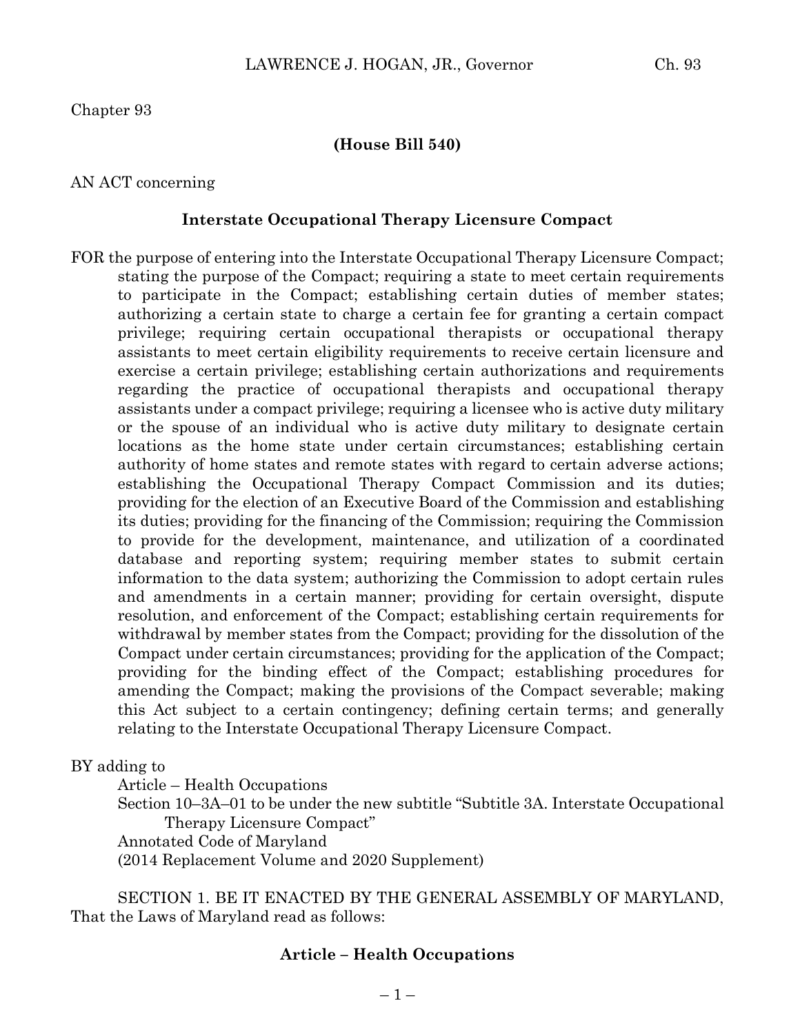Chapter 93

**(House Bill 540)**

AN ACT concerning

**Interstate Occupational Therapy Licensure Compact**

FOR the purpose of entering into the Interstate Occupational Therapy Licensure Compact; stating the purpose of the Compact; requiring a state to meet certain requirements to participate in the Compact; establishing certain duties of member states; authorizing a certain state to charge a certain fee for granting a certain compact privilege; requiring certain occupational therapists or occupational therapy assistants to meet certain eligibility requirements to receive certain licensure and exercise a certain privilege; establishing certain authorizations and requirements regarding the practice of occupational therapists and occupational therapy assistants under a compact privilege; requiring a licensee who is active duty military or the spouse of an individual who is active duty military to designate certain locations as the home state under certain circumstances; establishing certain authority of home states and remote states with regard to certain adverse actions; establishing the Occupational Therapy Compact Commission and its duties; providing for the election of an Executive Board of the Commission and establishing its duties; providing for the financing of the Commission; requiring the Commission to provide for the development, maintenance, and utilization of a coordinated database and reporting system; requiring member states to submit certain information to the data system; authorizing the Commission to adopt certain rules and amendments in a certain manner; providing for certain oversight, dispute resolution, and enforcement of the Compact; establishing certain requirements for withdrawal by member states from the Compact; providing for the dissolution of the Compact under certain circumstances; providing for the application of the Compact; providing for the binding effect of the Compact; establishing procedures for amending the Compact; making the provisions of the Compact severable; making this Act subject to a certain contingency; defining certain terms; and generally relating to the Interstate Occupational Therapy Licensure Compact.

BY adding to
Article – Health Occupations
Section 10–3A–01 to be under the new subtitle "Subtitle 3A. Interstate Occupational Therapy Licensure Compact"
Annotated Code of Maryland
(2014 Replacement Volume and 2020 Supplement)

SECTION 1. BE IT ENACTED BY THE GENERAL ASSEMBLY OF MARYLAND, That the Laws of Maryland read as follows:

**Article – Health Occupations**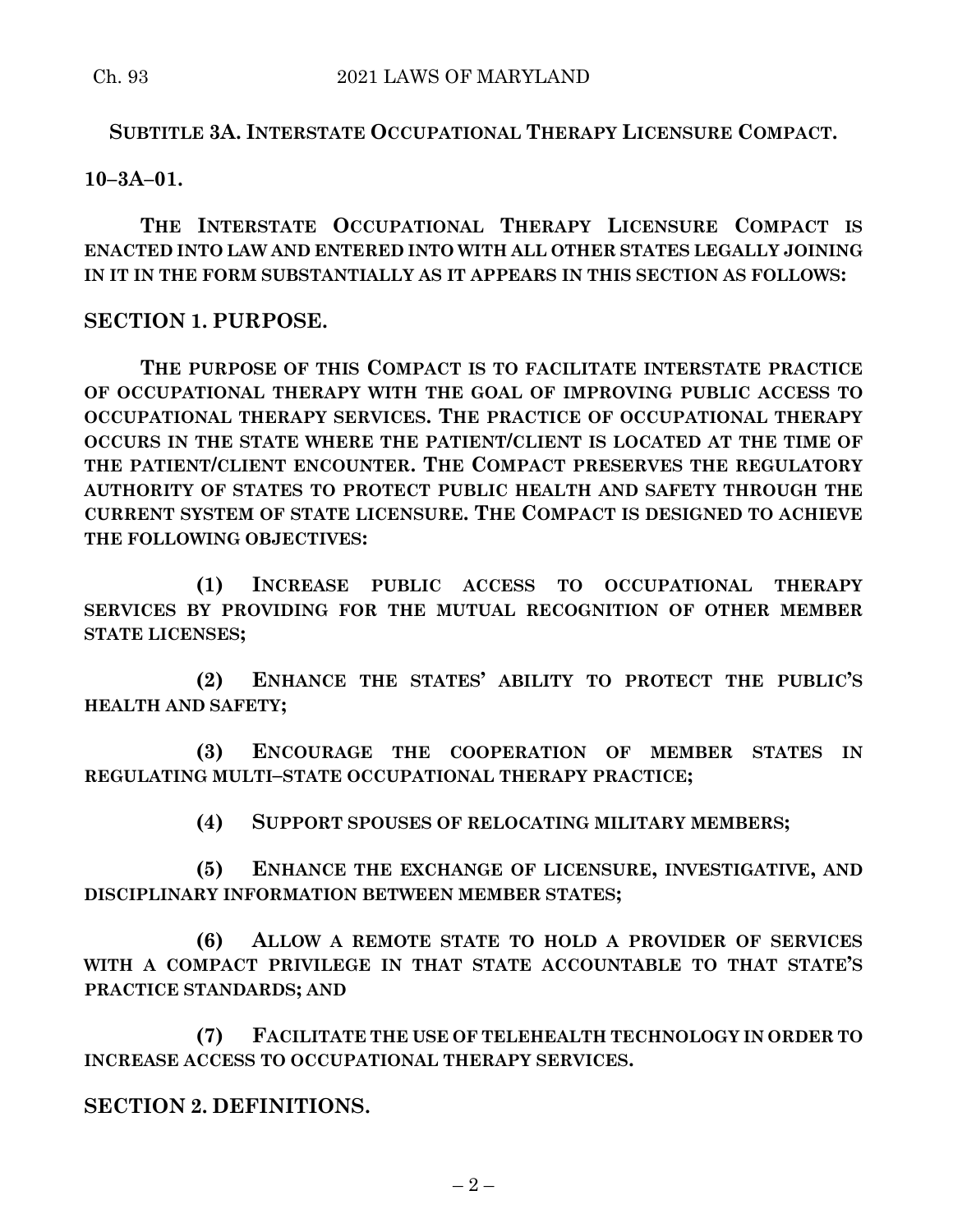**SUBTITLE 3A. INTERSTATE OCCUPATIONAL THERAPY LICENSURE COMPACT.**

**10–3A–01.**

**THE INTERSTATE OCCUPATIONAL THERAPY LICENSURE COMPACT IS ENACTED INTO LAW AND ENTERED INTO WITH ALL OTHER STATES LEGALLY JOINING IN IT IN THE FORM SUBSTANTIALLY AS IT APPEARS IN THIS SECTION AS FOLLOWS:**

## SECTION 1. PURPOSE.

**THE PURPOSE OF THIS COMPACT IS TO FACILITATE INTERSTATE PRACTICE OF OCCUPATIONAL THERAPY WITH THE GOAL OF IMPROVING PUBLIC ACCESS TO OCCUPATIONAL THERAPY SERVICES. THE PRACTICE OF OCCUPATIONAL THERAPY OCCURS IN THE STATE WHERE THE PATIENT/CLIENT IS LOCATED AT THE TIME OF THE PATIENT/CLIENT ENCOUNTER. THE COMPACT PRESERVES THE REGULATORY AUTHORITY OF STATES TO PROTECT PUBLIC HEALTH AND SAFETY THROUGH THE CURRENT SYSTEM OF STATE LICENSURE. THE COMPACT IS DESIGNED TO ACHIEVE THE FOLLOWING OBJECTIVES:**

**(1) INCREASE PUBLIC ACCESS TO OCCUPATIONAL THERAPY SERVICES BY PROVIDING FOR THE MUTUAL RECOGNITION OF OTHER MEMBER STATE LICENSES;**

**(2) ENHANCE THE STATES' ABILITY TO PROTECT THE PUBLIC'S HEALTH AND SAFETY;**

**(3) ENCOURAGE THE COOPERATION OF MEMBER STATES IN REGULATING MULTI–STATE OCCUPATIONAL THERAPY PRACTICE;**

**(4) SUPPORT SPOUSES OF RELOCATING MILITARY MEMBERS;**

**(5) ENHANCE THE EXCHANGE OF LICENSURE, INVESTIGATIVE, AND DISCIPLINARY INFORMATION BETWEEN MEMBER STATES;**

**(6) ALLOW A REMOTE STATE TO HOLD A PROVIDER OF SERVICES WITH A COMPACT PRIVILEGE IN THAT STATE ACCOUNTABLE TO THAT STATE'S PRACTICE STANDARDS; AND**

**(7) FACILITATE THE USE OF TELEHEALTH TECHNOLOGY IN ORDER TO INCREASE ACCESS TO OCCUPATIONAL THERAPY SERVICES.**

## SECTION 2. DEFINITIONS.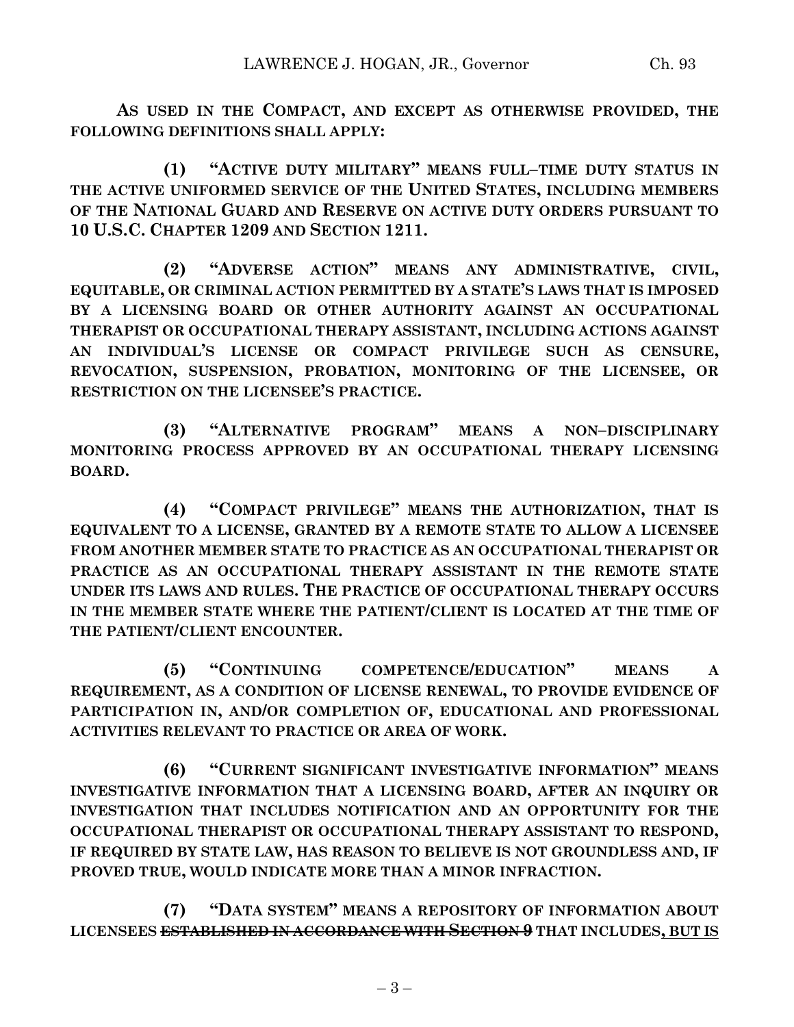**AS USED IN THE COMPACT, AND EXCEPT AS OTHERWISE PROVIDED, THE FOLLOWING DEFINITIONS SHALL APPLY:**

**(1) "ACTIVE DUTY MILITARY" MEANS FULL–TIME DUTY STATUS IN THE ACTIVE UNIFORMED SERVICE OF THE UNITED STATES, INCLUDING MEMBERS OF THE NATIONAL GUARD AND RESERVE ON ACTIVE DUTY ORDERS PURSUANT TO 10 U.S.C. CHAPTER 1209 AND SECTION 1211.**

**(2) "ADVERSE ACTION" MEANS ANY ADMINISTRATIVE, CIVIL, EQUITABLE, OR CRIMINAL ACTION PERMITTED BY A STATE'S LAWS THAT IS IMPOSED BY A LICENSING BOARD OR OTHER AUTHORITY AGAINST AN OCCUPATIONAL THERAPIST OR OCCUPATIONAL THERAPY ASSISTANT, INCLUDING ACTIONS AGAINST AN INDIVIDUAL'S LICENSE OR COMPACT PRIVILEGE SUCH AS CENSURE, REVOCATION, SUSPENSION, PROBATION, MONITORING OF THE LICENSEE, OR RESTRICTION ON THE LICENSEE'S PRACTICE.**

**(3) "ALTERNATIVE PROGRAM" MEANS A NON–DISCIPLINARY MONITORING PROCESS APPROVED BY AN OCCUPATIONAL THERAPY LICENSING BOARD.**

**(4) "COMPACT PRIVILEGE" MEANS THE AUTHORIZATION, THAT IS EQUIVALENT TO A LICENSE, GRANTED BY A REMOTE STATE TO ALLOW A LICENSEE FROM ANOTHER MEMBER STATE TO PRACTICE AS AN OCCUPATIONAL THERAPIST OR PRACTICE AS AN OCCUPATIONAL THERAPY ASSISTANT IN THE REMOTE STATE UNDER ITS LAWS AND RULES. THE PRACTICE OF OCCUPATIONAL THERAPY OCCURS IN THE MEMBER STATE WHERE THE PATIENT/CLIENT IS LOCATED AT THE TIME OF THE PATIENT/CLIENT ENCOUNTER.**

**(5) "CONTINUING COMPETENCE/EDUCATION" MEANS A REQUIREMENT, AS A CONDITION OF LICENSE RENEWAL, TO PROVIDE EVIDENCE OF PARTICIPATION IN, AND/OR COMPLETION OF, EDUCATIONAL AND PROFESSIONAL ACTIVITIES RELEVANT TO PRACTICE OR AREA OF WORK.**

**(6) "CURRENT SIGNIFICANT INVESTIGATIVE INFORMATION" MEANS INVESTIGATIVE INFORMATION THAT A LICENSING BOARD, AFTER AN INQUIRY OR INVESTIGATION THAT INCLUDES NOTIFICATION AND AN OPPORTUNITY FOR THE OCCUPATIONAL THERAPIST OR OCCUPATIONAL THERAPY ASSISTANT TO RESPOND, IF REQUIRED BY STATE LAW, HAS REASON TO BELIEVE IS NOT GROUNDLESS AND, IF PROVED TRUE, WOULD INDICATE MORE THAN A MINOR INFRACTION.**

**(7) "DATA SYSTEM" MEANS A REPOSITORY OF INFORMATION ABOUT LICENSEES ~~ESTABLISHED IN ACCORDANCE WITH SECTION 9~~ THAT INCLUDES, BUT IS**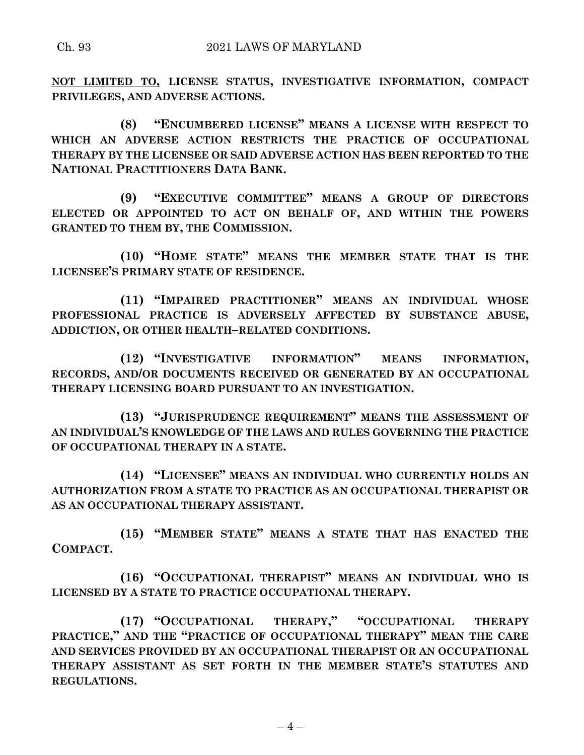**<u>NOT LIMITED TO,</u> LICENSE STATUS, INVESTIGATIVE INFORMATION, COMPACT PRIVILEGES, AND ADVERSE ACTIONS.**

**(8) "ENCUMBERED LICENSE" MEANS A LICENSE WITH RESPECT TO WHICH AN ADVERSE ACTION RESTRICTS THE PRACTICE OF OCCUPATIONAL THERAPY BY THE LICENSEE OR SAID ADVERSE ACTION HAS BEEN REPORTED TO THE NATIONAL PRACTITIONERS DATA BANK.**

**(9) "EXECUTIVE COMMITTEE" MEANS A GROUP OF DIRECTORS ELECTED OR APPOINTED TO ACT ON BEHALF OF, AND WITHIN THE POWERS GRANTED TO THEM BY, THE COMMISSION.**

**(10) "HOME STATE" MEANS THE MEMBER STATE THAT IS THE LICENSEE'S PRIMARY STATE OF RESIDENCE.**

**(11) "IMPAIRED PRACTITIONER" MEANS AN INDIVIDUAL WHOSE PROFESSIONAL PRACTICE IS ADVERSELY AFFECTED BY SUBSTANCE ABUSE, ADDICTION, OR OTHER HEALTH–RELATED CONDITIONS.**

**(12) "INVESTIGATIVE INFORMATION" MEANS INFORMATION, RECORDS, AND/OR DOCUMENTS RECEIVED OR GENERATED BY AN OCCUPATIONAL THERAPY LICENSING BOARD PURSUANT TO AN INVESTIGATION.**

**(13) "JURISPRUDENCE REQUIREMENT" MEANS THE ASSESSMENT OF AN INDIVIDUAL'S KNOWLEDGE OF THE LAWS AND RULES GOVERNING THE PRACTICE OF OCCUPATIONAL THERAPY IN A STATE.**

**(14) "LICENSEE" MEANS AN INDIVIDUAL WHO CURRENTLY HOLDS AN AUTHORIZATION FROM A STATE TO PRACTICE AS AN OCCUPATIONAL THERAPIST OR AS AN OCCUPATIONAL THERAPY ASSISTANT.**

**(15) "MEMBER STATE" MEANS A STATE THAT HAS ENACTED THE COMPACT.**

**(16) "OCCUPATIONAL THERAPIST" MEANS AN INDIVIDUAL WHO IS LICENSED BY A STATE TO PRACTICE OCCUPATIONAL THERAPY.**

**(17) "OCCUPATIONAL THERAPY," "OCCUPATIONAL THERAPY PRACTICE," AND THE "PRACTICE OF OCCUPATIONAL THERAPY" MEAN THE CARE AND SERVICES PROVIDED BY AN OCCUPATIONAL THERAPIST OR AN OCCUPATIONAL THERAPY ASSISTANT AS SET FORTH IN THE MEMBER STATE'S STATUTES AND REGULATIONS.**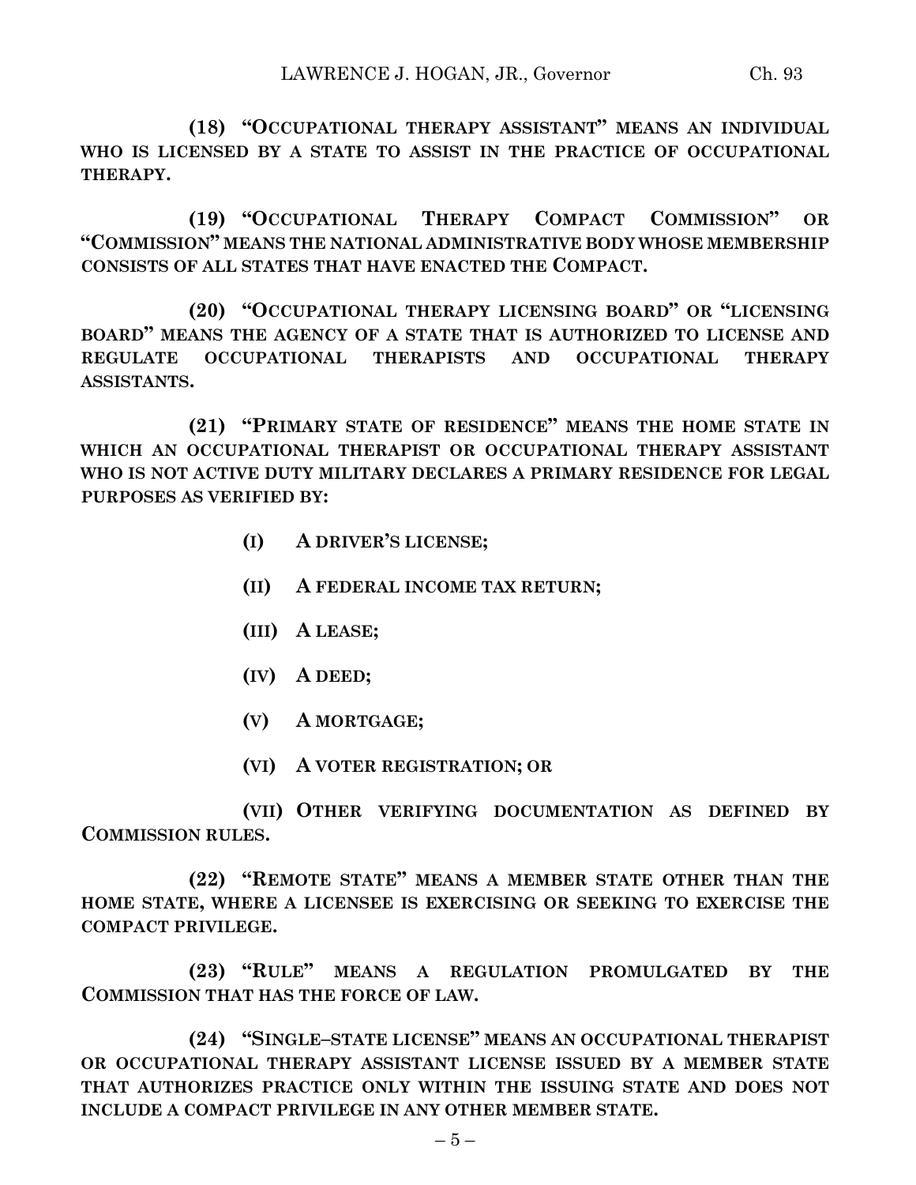**(18) "OCCUPATIONAL THERAPY ASSISTANT" MEANS AN INDIVIDUAL WHO IS LICENSED BY A STATE TO ASSIST IN THE PRACTICE OF OCCUPATIONAL THERAPY.**

**(19) "OCCUPATIONAL THERAPY COMPACT COMMISSION" OR "COMMISSION" MEANS THE NATIONAL ADMINISTRATIVE BODY WHOSE MEMBERSHIP CONSISTS OF ALL STATES THAT HAVE ENACTED THE COMPACT.**

**(20) "OCCUPATIONAL THERAPY LICENSING BOARD" OR "LICENSING BOARD" MEANS THE AGENCY OF A STATE THAT IS AUTHORIZED TO LICENSE AND REGULATE OCCUPATIONAL THERAPISTS AND OCCUPATIONAL THERAPY ASSISTANTS.**

**(21) "PRIMARY STATE OF RESIDENCE" MEANS THE HOME STATE IN WHICH AN OCCUPATIONAL THERAPIST OR OCCUPATIONAL THERAPY ASSISTANT WHO IS NOT ACTIVE DUTY MILITARY DECLARES A PRIMARY RESIDENCE FOR LEGAL PURPOSES AS VERIFIED BY:**

**(I) A DRIVER'S LICENSE;**

**(II) A FEDERAL INCOME TAX RETURN;**

**(III) A LEASE;**

**(IV) A DEED;**

**(V) A MORTGAGE;**

**(VI) A VOTER REGISTRATION; OR**

**(VII) OTHER VERIFYING DOCUMENTATION AS DEFINED BY COMMISSION RULES.**

**(22) "REMOTE STATE" MEANS A MEMBER STATE OTHER THAN THE HOME STATE, WHERE A LICENSEE IS EXERCISING OR SEEKING TO EXERCISE THE COMPACT PRIVILEGE.**

**(23) "RULE" MEANS A REGULATION PROMULGATED BY THE COMMISSION THAT HAS THE FORCE OF LAW.**

**(24) "SINGLE–STATE LICENSE" MEANS AN OCCUPATIONAL THERAPIST OR OCCUPATIONAL THERAPY ASSISTANT LICENSE ISSUED BY A MEMBER STATE THAT AUTHORIZES PRACTICE ONLY WITHIN THE ISSUING STATE AND DOES NOT INCLUDE A COMPACT PRIVILEGE IN ANY OTHER MEMBER STATE.**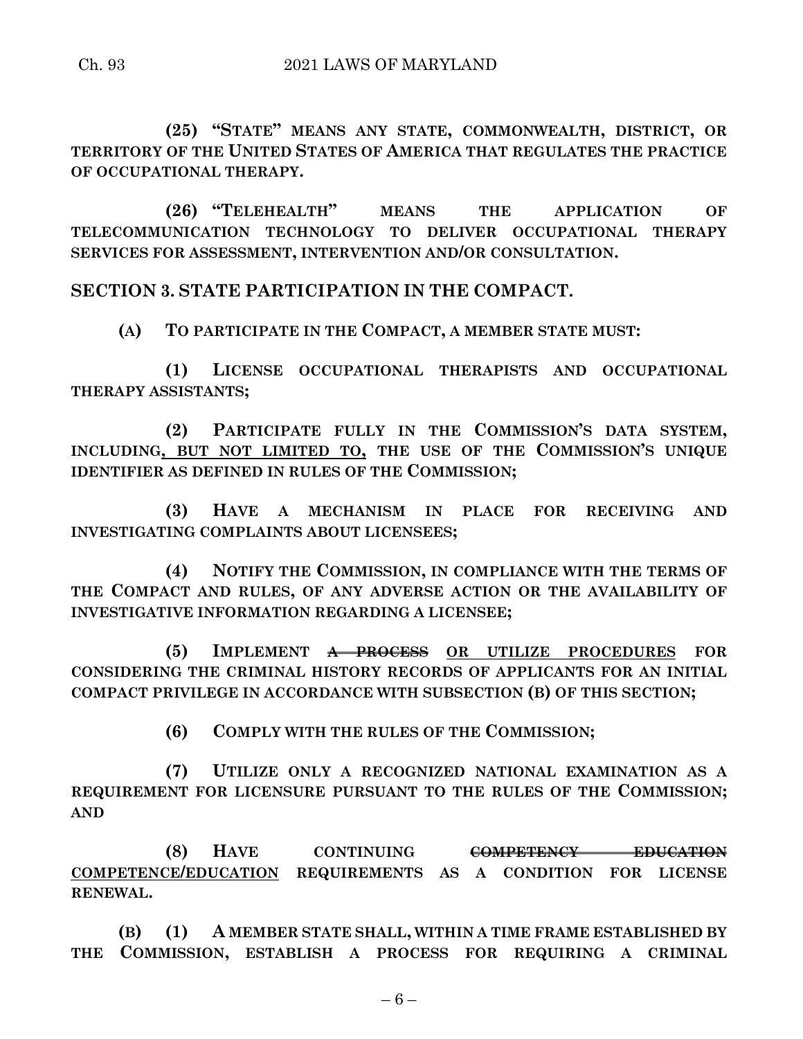**(25) "STATE" MEANS ANY STATE, COMMONWEALTH, DISTRICT, OR TERRITORY OF THE UNITED STATES OF AMERICA THAT REGULATES THE PRACTICE OF OCCUPATIONAL THERAPY.**

**(26) "TELEHEALTH" MEANS THE APPLICATION OF TELECOMMUNICATION TECHNOLOGY TO DELIVER OCCUPATIONAL THERAPY SERVICES FOR ASSESSMENT, INTERVENTION AND/OR CONSULTATION.**

## SECTION 3. STATE PARTICIPATION IN THE COMPACT.

**(A) TO PARTICIPATE IN THE COMPACT, A MEMBER STATE MUST:**

**(1) LICENSE OCCUPATIONAL THERAPISTS AND OCCUPATIONAL THERAPY ASSISTANTS;**

**(2) PARTICIPATE FULLY IN THE COMMISSION'S DATA SYSTEM, INCLUDING, BUT NOT LIMITED TO, THE USE OF THE COMMISSION'S UNIQUE IDENTIFIER AS DEFINED IN RULES OF THE COMMISSION;**

**(3) HAVE A MECHANISM IN PLACE FOR RECEIVING AND INVESTIGATING COMPLAINTS ABOUT LICENSEES;**

**(4) NOTIFY THE COMMISSION, IN COMPLIANCE WITH THE TERMS OF THE COMPACT AND RULES, OF ANY ADVERSE ACTION OR THE AVAILABILITY OF INVESTIGATIVE INFORMATION REGARDING A LICENSEE;**

**(5) IMPLEMENT ~~A PROCESS~~ OR UTILIZE PROCEDURES FOR CONSIDERING THE CRIMINAL HISTORY RECORDS OF APPLICANTS FOR AN INITIAL COMPACT PRIVILEGE IN ACCORDANCE WITH SUBSECTION (B) OF THIS SECTION;**

**(6) COMPLY WITH THE RULES OF THE COMMISSION;**

**(7) UTILIZE ONLY A RECOGNIZED NATIONAL EXAMINATION AS A REQUIREMENT FOR LICENSURE PURSUANT TO THE RULES OF THE COMMISSION; AND**

**(8) HAVE CONTINUING ~~COMPETENCY EDUCATION~~ COMPETENCE/EDUCATION REQUIREMENTS AS A CONDITION FOR LICENSE RENEWAL.**

**(B) (1) A MEMBER STATE SHALL, WITHIN A TIME FRAME ESTABLISHED BY THE COMMISSION, ESTABLISH A PROCESS FOR REQUIRING A CRIMINAL**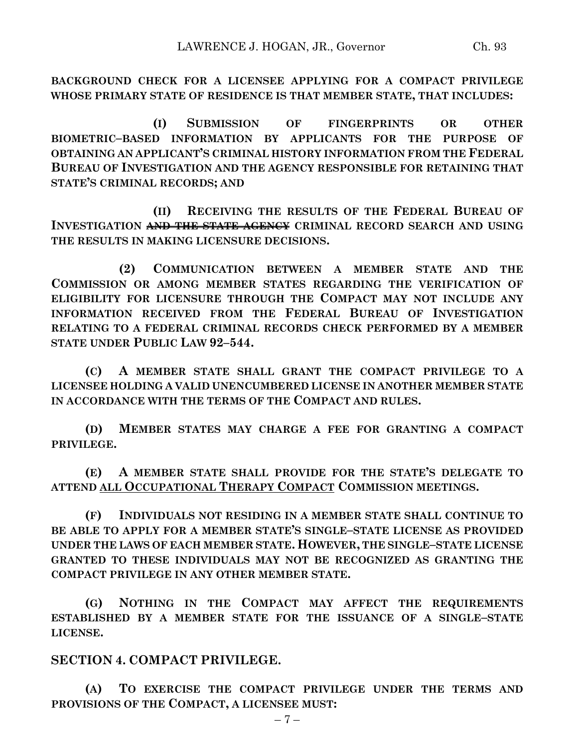**BACKGROUND CHECK FOR A LICENSEE APPLYING FOR A COMPACT PRIVILEGE WHOSE PRIMARY STATE OF RESIDENCE IS THAT MEMBER STATE, THAT INCLUDES:**

**(I) SUBMISSION OF FINGERPRINTS OR OTHER BIOMETRIC–BASED INFORMATION BY APPLICANTS FOR THE PURPOSE OF OBTAINING AN APPLICANT'S CRIMINAL HISTORY INFORMATION FROM THE FEDERAL BUREAU OF INVESTIGATION AND THE AGENCY RESPONSIBLE FOR RETAINING THAT STATE'S CRIMINAL RECORDS; AND**

**(II) RECEIVING THE RESULTS OF THE FEDERAL BUREAU OF INVESTIGATION ~~AND THE STATE AGENCY~~ CRIMINAL RECORD SEARCH AND USING THE RESULTS IN MAKING LICENSURE DECISIONS.**

**(2) COMMUNICATION BETWEEN A MEMBER STATE AND THE COMMISSION OR AMONG MEMBER STATES REGARDING THE VERIFICATION OF ELIGIBILITY FOR LICENSURE THROUGH THE COMPACT MAY NOT INCLUDE ANY INFORMATION RECEIVED FROM THE FEDERAL BUREAU OF INVESTIGATION RELATING TO A FEDERAL CRIMINAL RECORDS CHECK PERFORMED BY A MEMBER STATE UNDER PUBLIC LAW 92–544.**

**(C) A MEMBER STATE SHALL GRANT THE COMPACT PRIVILEGE TO A LICENSEE HOLDING A VALID UNENCUMBERED LICENSE IN ANOTHER MEMBER STATE IN ACCORDANCE WITH THE TERMS OF THE COMPACT AND RULES.**

**(D) MEMBER STATES MAY CHARGE A FEE FOR GRANTING A COMPACT PRIVILEGE.**

**(E) A MEMBER STATE SHALL PROVIDE FOR THE STATE'S DELEGATE TO ATTEND <u>ALL OCCUPATIONAL THERAPY COMPACT</u> COMMISSION MEETINGS.**

**(F) INDIVIDUALS NOT RESIDING IN A MEMBER STATE SHALL CONTINUE TO BE ABLE TO APPLY FOR A MEMBER STATE'S SINGLE–STATE LICENSE AS PROVIDED UNDER THE LAWS OF EACH MEMBER STATE. HOWEVER, THE SINGLE–STATE LICENSE GRANTED TO THESE INDIVIDUALS MAY NOT BE RECOGNIZED AS GRANTING THE COMPACT PRIVILEGE IN ANY OTHER MEMBER STATE.**

**(G) NOTHING IN THE COMPACT MAY AFFECT THE REQUIREMENTS ESTABLISHED BY A MEMBER STATE FOR THE ISSUANCE OF A SINGLE–STATE LICENSE.**

## SECTION 4. COMPACT PRIVILEGE.

**(A) TO EXERCISE THE COMPACT PRIVILEGE UNDER THE TERMS AND PROVISIONS OF THE COMPACT, A LICENSEE MUST:**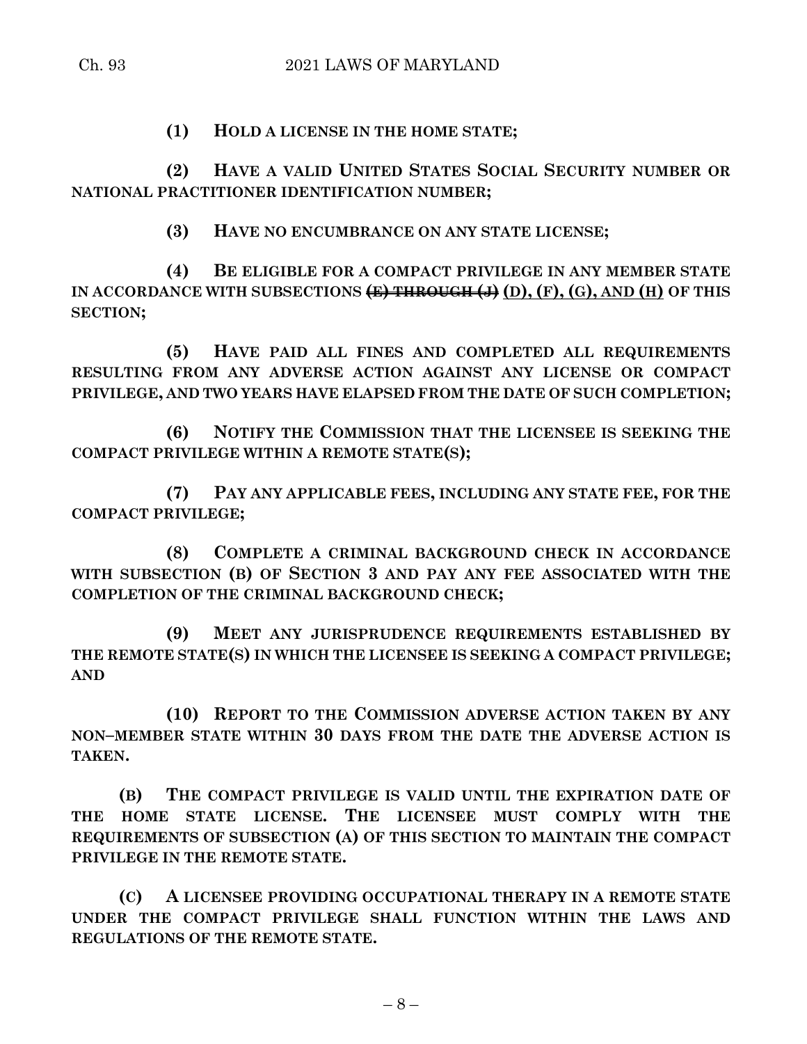**(1) HOLD A LICENSE IN THE HOME STATE;**

**(2) HAVE A VALID UNITED STATES SOCIAL SECURITY NUMBER OR NATIONAL PRACTITIONER IDENTIFICATION NUMBER;**

**(3) HAVE NO ENCUMBRANCE ON ANY STATE LICENSE;**

**(4) BE ELIGIBLE FOR A COMPACT PRIVILEGE IN ANY MEMBER STATE IN ACCORDANCE WITH SUBSECTIONS ~~(E) THROUGH (J)~~ <u>(D), (F), (G), AND (H)</u> OF THIS SECTION;**

**(5) HAVE PAID ALL FINES AND COMPLETED ALL REQUIREMENTS RESULTING FROM ANY ADVERSE ACTION AGAINST ANY LICENSE OR COMPACT PRIVILEGE, AND TWO YEARS HAVE ELAPSED FROM THE DATE OF SUCH COMPLETION;**

**(6) NOTIFY THE COMMISSION THAT THE LICENSEE IS SEEKING THE COMPACT PRIVILEGE WITHIN A REMOTE STATE(S);**

**(7) PAY ANY APPLICABLE FEES, INCLUDING ANY STATE FEE, FOR THE COMPACT PRIVILEGE;**

**(8) COMPLETE A CRIMINAL BACKGROUND CHECK IN ACCORDANCE WITH SUBSECTION (B) OF SECTION 3 AND PAY ANY FEE ASSOCIATED WITH THE COMPLETION OF THE CRIMINAL BACKGROUND CHECK;**

**(9) MEET ANY JURISPRUDENCE REQUIREMENTS ESTABLISHED BY THE REMOTE STATE(S) IN WHICH THE LICENSEE IS SEEKING A COMPACT PRIVILEGE; AND**

**(10) REPORT TO THE COMMISSION ADVERSE ACTION TAKEN BY ANY NON–MEMBER STATE WITHIN 30 DAYS FROM THE DATE THE ADVERSE ACTION IS TAKEN.**

**(B) THE COMPACT PRIVILEGE IS VALID UNTIL THE EXPIRATION DATE OF THE HOME STATE LICENSE. THE LICENSEE MUST COMPLY WITH THE REQUIREMENTS OF SUBSECTION (A) OF THIS SECTION TO MAINTAIN THE COMPACT PRIVILEGE IN THE REMOTE STATE.**

**(C) A LICENSEE PROVIDING OCCUPATIONAL THERAPY IN A REMOTE STATE UNDER THE COMPACT PRIVILEGE SHALL FUNCTION WITHIN THE LAWS AND REGULATIONS OF THE REMOTE STATE.**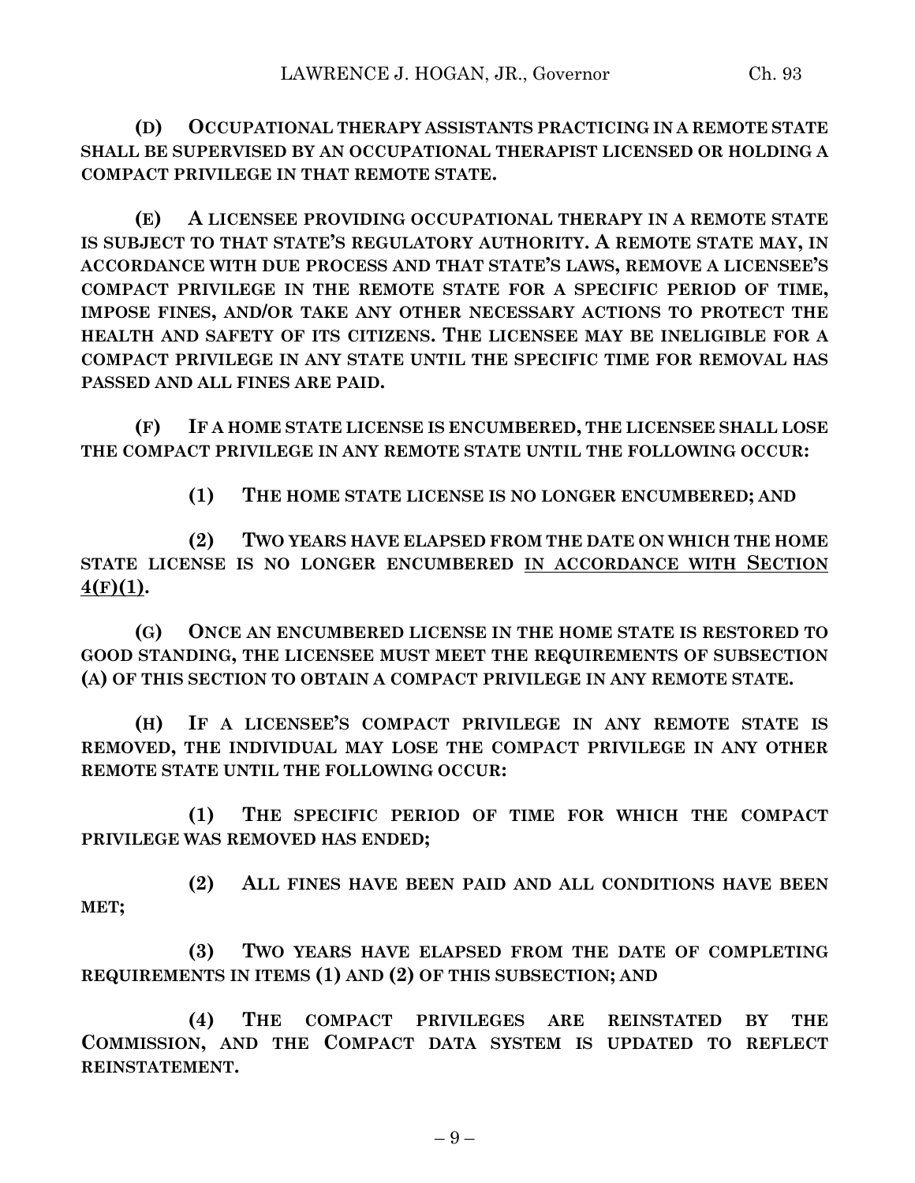**(D) OCCUPATIONAL THERAPY ASSISTANTS PRACTICING IN A REMOTE STATE SHALL BE SUPERVISED BY AN OCCUPATIONAL THERAPIST LICENSED OR HOLDING A COMPACT PRIVILEGE IN THAT REMOTE STATE.**

**(E) A LICENSEE PROVIDING OCCUPATIONAL THERAPY IN A REMOTE STATE IS SUBJECT TO THAT STATE'S REGULATORY AUTHORITY. A REMOTE STATE MAY, IN ACCORDANCE WITH DUE PROCESS AND THAT STATE'S LAWS, REMOVE A LICENSEE'S COMPACT PRIVILEGE IN THE REMOTE STATE FOR A SPECIFIC PERIOD OF TIME, IMPOSE FINES, AND/OR TAKE ANY OTHER NECESSARY ACTIONS TO PROTECT THE HEALTH AND SAFETY OF ITS CITIZENS. THE LICENSEE MAY BE INELIGIBLE FOR A COMPACT PRIVILEGE IN ANY STATE UNTIL THE SPECIFIC TIME FOR REMOVAL HAS PASSED AND ALL FINES ARE PAID.**

**(F) IF A HOME STATE LICENSE IS ENCUMBERED, THE LICENSEE SHALL LOSE THE COMPACT PRIVILEGE IN ANY REMOTE STATE UNTIL THE FOLLOWING OCCUR:**

**(1) THE HOME STATE LICENSE IS NO LONGER ENCUMBERED; AND**

**(2) TWO YEARS HAVE ELAPSED FROM THE DATE ON WHICH THE HOME STATE LICENSE IS NO LONGER ENCUMBERED <u>IN ACCORDANCE WITH SECTION 4(F)(1)</u>.**

**(G) ONCE AN ENCUMBERED LICENSE IN THE HOME STATE IS RESTORED TO GOOD STANDING, THE LICENSEE MUST MEET THE REQUIREMENTS OF SUBSECTION (A) OF THIS SECTION TO OBTAIN A COMPACT PRIVILEGE IN ANY REMOTE STATE.**

**(H) IF A LICENSEE'S COMPACT PRIVILEGE IN ANY REMOTE STATE IS REMOVED, THE INDIVIDUAL MAY LOSE THE COMPACT PRIVILEGE IN ANY OTHER REMOTE STATE UNTIL THE FOLLOWING OCCUR:**

**(1) THE SPECIFIC PERIOD OF TIME FOR WHICH THE COMPACT PRIVILEGE WAS REMOVED HAS ENDED;**

**(2) ALL FINES HAVE BEEN PAID AND ALL CONDITIONS HAVE BEEN MET;**

**(3) TWO YEARS HAVE ELAPSED FROM THE DATE OF COMPLETING REQUIREMENTS IN ITEMS (1) AND (2) OF THIS SUBSECTION; AND**

**(4) THE COMPACT PRIVILEGES ARE REINSTATED BY THE COMMISSION, AND THE COMPACT DATA SYSTEM IS UPDATED TO REFLECT REINSTATEMENT.**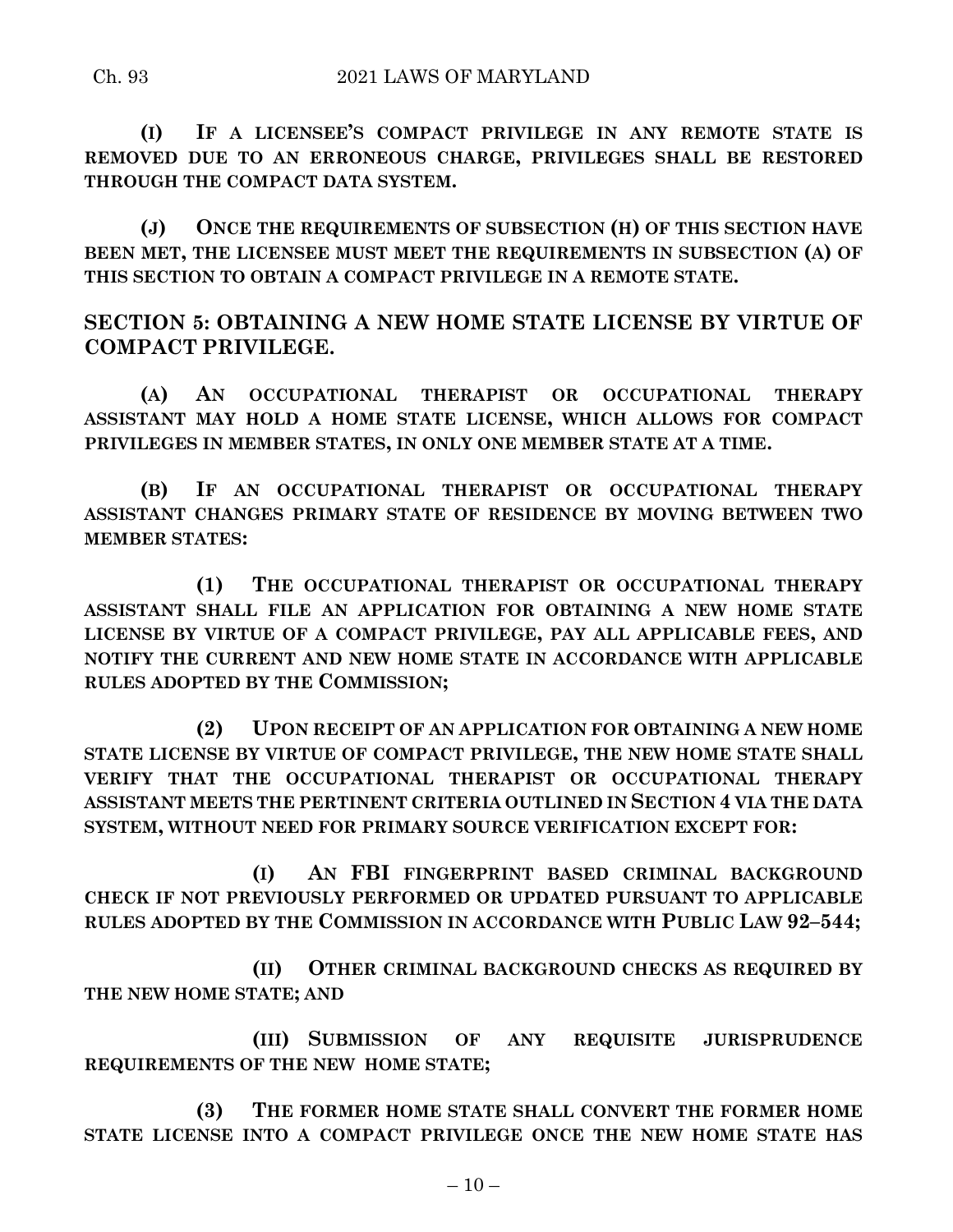**(I) IF A LICENSEE'S COMPACT PRIVILEGE IN ANY REMOTE STATE IS REMOVED DUE TO AN ERRONEOUS CHARGE, PRIVILEGES SHALL BE RESTORED THROUGH THE COMPACT DATA SYSTEM.**

**(J) ONCE THE REQUIREMENTS OF SUBSECTION (H) OF THIS SECTION HAVE BEEN MET, THE LICENSEE MUST MEET THE REQUIREMENTS IN SUBSECTION (A) OF THIS SECTION TO OBTAIN A COMPACT PRIVILEGE IN A REMOTE STATE.**

## SECTION 5: OBTAINING A NEW HOME STATE LICENSE BY VIRTUE OF COMPACT PRIVILEGE.

**(A) AN OCCUPATIONAL THERAPIST OR OCCUPATIONAL THERAPY ASSISTANT MAY HOLD A HOME STATE LICENSE, WHICH ALLOWS FOR COMPACT PRIVILEGES IN MEMBER STATES, IN ONLY ONE MEMBER STATE AT A TIME.**

**(B) IF AN OCCUPATIONAL THERAPIST OR OCCUPATIONAL THERAPY ASSISTANT CHANGES PRIMARY STATE OF RESIDENCE BY MOVING BETWEEN TWO MEMBER STATES:**

**(1) THE OCCUPATIONAL THERAPIST OR OCCUPATIONAL THERAPY ASSISTANT SHALL FILE AN APPLICATION FOR OBTAINING A NEW HOME STATE LICENSE BY VIRTUE OF A COMPACT PRIVILEGE, PAY ALL APPLICABLE FEES, AND NOTIFY THE CURRENT AND NEW HOME STATE IN ACCORDANCE WITH APPLICABLE RULES ADOPTED BY THE COMMISSION;**

**(2) UPON RECEIPT OF AN APPLICATION FOR OBTAINING A NEW HOME STATE LICENSE BY VIRTUE OF COMPACT PRIVILEGE, THE NEW HOME STATE SHALL VERIFY THAT THE OCCUPATIONAL THERAPIST OR OCCUPATIONAL THERAPY ASSISTANT MEETS THE PERTINENT CRITERIA OUTLINED IN SECTION 4 VIA THE DATA SYSTEM, WITHOUT NEED FOR PRIMARY SOURCE VERIFICATION EXCEPT FOR:**

**(I) AN FBI FINGERPRINT BASED CRIMINAL BACKGROUND CHECK IF NOT PREVIOUSLY PERFORMED OR UPDATED PURSUANT TO APPLICABLE RULES ADOPTED BY THE COMMISSION IN ACCORDANCE WITH PUBLIC LAW 92–544;**

**(II) OTHER CRIMINAL BACKGROUND CHECKS AS REQUIRED BY THE NEW HOME STATE; AND**

**(III) SUBMISSION OF ANY REQUISITE JURISPRUDENCE REQUIREMENTS OF THE NEW HOME STATE;**

**(3) THE FORMER HOME STATE SHALL CONVERT THE FORMER HOME STATE LICENSE INTO A COMPACT PRIVILEGE ONCE THE NEW HOME STATE HAS**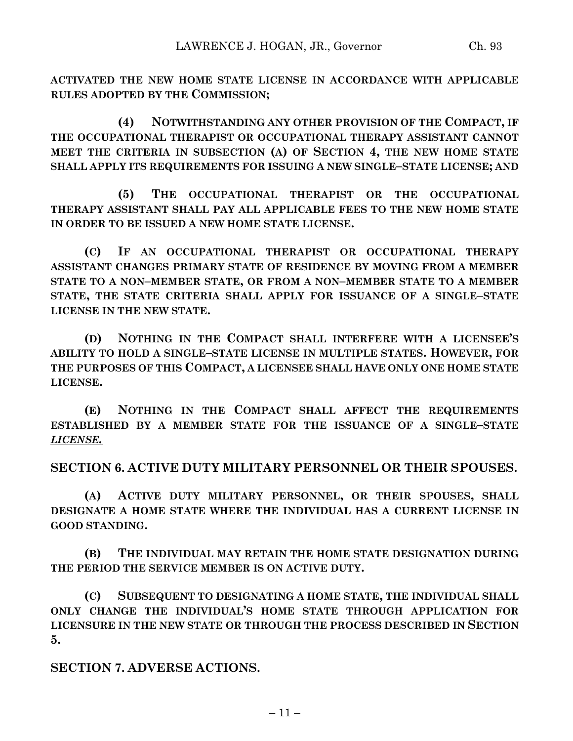**ACTIVATED THE NEW HOME STATE LICENSE IN ACCORDANCE WITH APPLICABLE RULES ADOPTED BY THE COMMISSION;**

**(4) NOTWITHSTANDING ANY OTHER PROVISION OF THE COMPACT, IF THE OCCUPATIONAL THERAPIST OR OCCUPATIONAL THERAPY ASSISTANT CANNOT MEET THE CRITERIA IN SUBSECTION (A) OF SECTION 4, THE NEW HOME STATE SHALL APPLY ITS REQUIREMENTS FOR ISSUING A NEW SINGLE–STATE LICENSE; AND**

**(5) THE OCCUPATIONAL THERAPIST OR THE OCCUPATIONAL THERAPY ASSISTANT SHALL PAY ALL APPLICABLE FEES TO THE NEW HOME STATE IN ORDER TO BE ISSUED A NEW HOME STATE LICENSE.**

**(C) IF AN OCCUPATIONAL THERAPIST OR OCCUPATIONAL THERAPY ASSISTANT CHANGES PRIMARY STATE OF RESIDENCE BY MOVING FROM A MEMBER STATE TO A NON–MEMBER STATE, OR FROM A NON–MEMBER STATE TO A MEMBER STATE, THE STATE CRITERIA SHALL APPLY FOR ISSUANCE OF A SINGLE–STATE LICENSE IN THE NEW STATE.**

**(D) NOTHING IN THE COMPACT SHALL INTERFERE WITH A LICENSEE'S ABILITY TO HOLD A SINGLE–STATE LICENSE IN MULTIPLE STATES. HOWEVER, FOR THE PURPOSES OF THIS COMPACT, A LICENSEE SHALL HAVE ONLY ONE HOME STATE LICENSE.**

**(E) NOTHING IN THE COMPACT SHALL AFFECT THE REQUIREMENTS ESTABLISHED BY A MEMBER STATE FOR THE ISSUANCE OF A SINGLE–STATE *LICENSE.***

## SECTION 6. ACTIVE DUTY MILITARY PERSONNEL OR THEIR SPOUSES.

**(A) ACTIVE DUTY MILITARY PERSONNEL, OR THEIR SPOUSES, SHALL DESIGNATE A HOME STATE WHERE THE INDIVIDUAL HAS A CURRENT LICENSE IN GOOD STANDING.**

**(B) THE INDIVIDUAL MAY RETAIN THE HOME STATE DESIGNATION DURING THE PERIOD THE SERVICE MEMBER IS ON ACTIVE DUTY.**

**(C) SUBSEQUENT TO DESIGNATING A HOME STATE, THE INDIVIDUAL SHALL ONLY CHANGE THE INDIVIDUAL'S HOME STATE THROUGH APPLICATION FOR LICENSURE IN THE NEW STATE OR THROUGH THE PROCESS DESCRIBED IN SECTION 5.**

## SECTION 7. ADVERSE ACTIONS.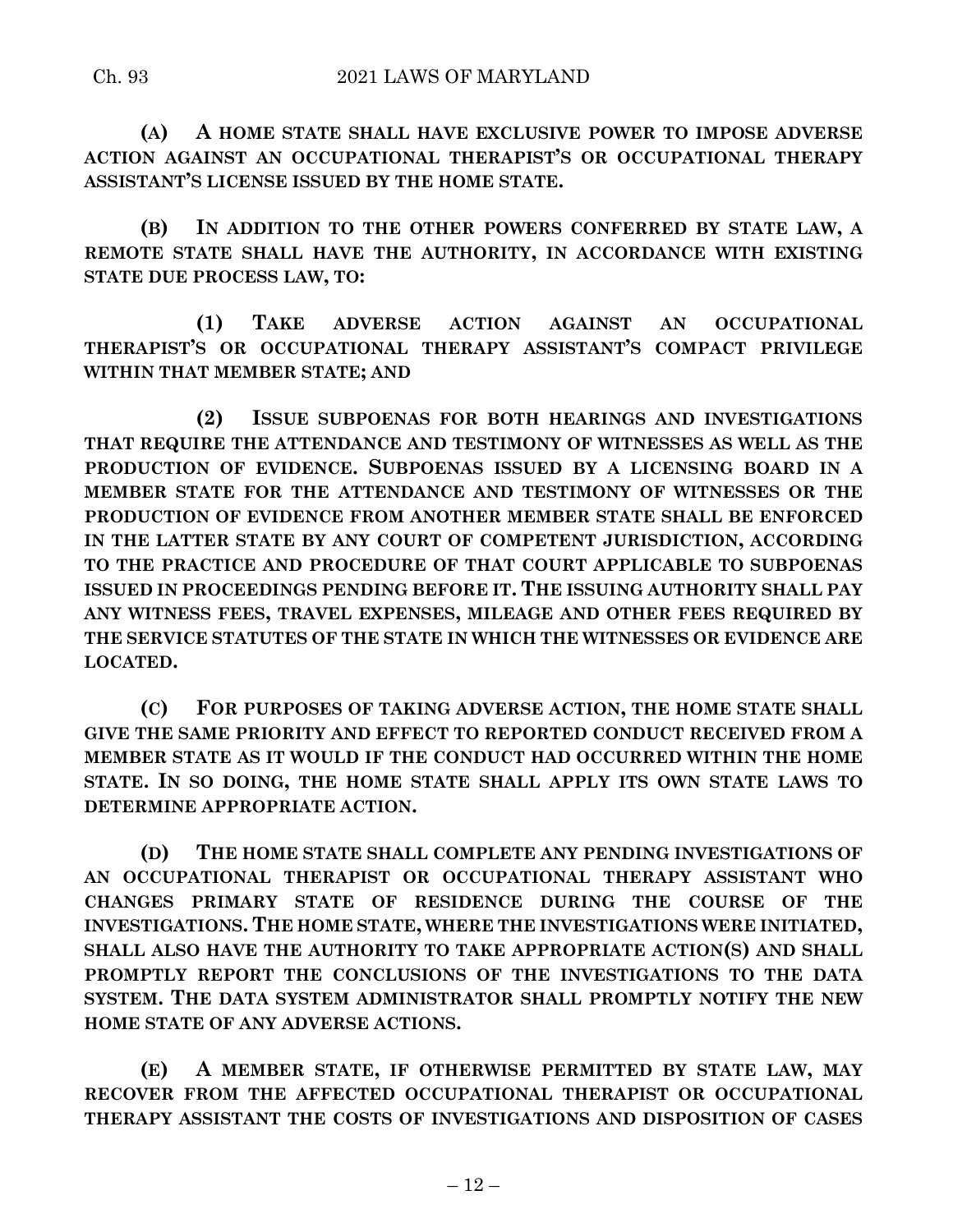**(A) A HOME STATE SHALL HAVE EXCLUSIVE POWER TO IMPOSE ADVERSE ACTION AGAINST AN OCCUPATIONAL THERAPIST'S OR OCCUPATIONAL THERAPY ASSISTANT'S LICENSE ISSUED BY THE HOME STATE.**

**(B) IN ADDITION TO THE OTHER POWERS CONFERRED BY STATE LAW, A REMOTE STATE SHALL HAVE THE AUTHORITY, IN ACCORDANCE WITH EXISTING STATE DUE PROCESS LAW, TO:**

**(1) TAKE ADVERSE ACTION AGAINST AN OCCUPATIONAL THERAPIST'S OR OCCUPATIONAL THERAPY ASSISTANT'S COMPACT PRIVILEGE WITHIN THAT MEMBER STATE; AND**

**(2) ISSUE SUBPOENAS FOR BOTH HEARINGS AND INVESTIGATIONS THAT REQUIRE THE ATTENDANCE AND TESTIMONY OF WITNESSES AS WELL AS THE PRODUCTION OF EVIDENCE. SUBPOENAS ISSUED BY A LICENSING BOARD IN A MEMBER STATE FOR THE ATTENDANCE AND TESTIMONY OF WITNESSES OR THE PRODUCTION OF EVIDENCE FROM ANOTHER MEMBER STATE SHALL BE ENFORCED IN THE LATTER STATE BY ANY COURT OF COMPETENT JURISDICTION, ACCORDING TO THE PRACTICE AND PROCEDURE OF THAT COURT APPLICABLE TO SUBPOENAS ISSUED IN PROCEEDINGS PENDING BEFORE IT. THE ISSUING AUTHORITY SHALL PAY ANY WITNESS FEES, TRAVEL EXPENSES, MILEAGE AND OTHER FEES REQUIRED BY THE SERVICE STATUTES OF THE STATE IN WHICH THE WITNESSES OR EVIDENCE ARE LOCATED.**

**(C) FOR PURPOSES OF TAKING ADVERSE ACTION, THE HOME STATE SHALL GIVE THE SAME PRIORITY AND EFFECT TO REPORTED CONDUCT RECEIVED FROM A MEMBER STATE AS IT WOULD IF THE CONDUCT HAD OCCURRED WITHIN THE HOME STATE. IN SO DOING, THE HOME STATE SHALL APPLY ITS OWN STATE LAWS TO DETERMINE APPROPRIATE ACTION.**

**(D) THE HOME STATE SHALL COMPLETE ANY PENDING INVESTIGATIONS OF AN OCCUPATIONAL THERAPIST OR OCCUPATIONAL THERAPY ASSISTANT WHO CHANGES PRIMARY STATE OF RESIDENCE DURING THE COURSE OF THE INVESTIGATIONS. THE HOME STATE, WHERE THE INVESTIGATIONS WERE INITIATED, SHALL ALSO HAVE THE AUTHORITY TO TAKE APPROPRIATE ACTION(S) AND SHALL PROMPTLY REPORT THE CONCLUSIONS OF THE INVESTIGATIONS TO THE DATA SYSTEM. THE DATA SYSTEM ADMINISTRATOR SHALL PROMPTLY NOTIFY THE NEW HOME STATE OF ANY ADVERSE ACTIONS.**

**(E) A MEMBER STATE, IF OTHERWISE PERMITTED BY STATE LAW, MAY RECOVER FROM THE AFFECTED OCCUPATIONAL THERAPIST OR OCCUPATIONAL THERAPY ASSISTANT THE COSTS OF INVESTIGATIONS AND DISPOSITION OF CASES**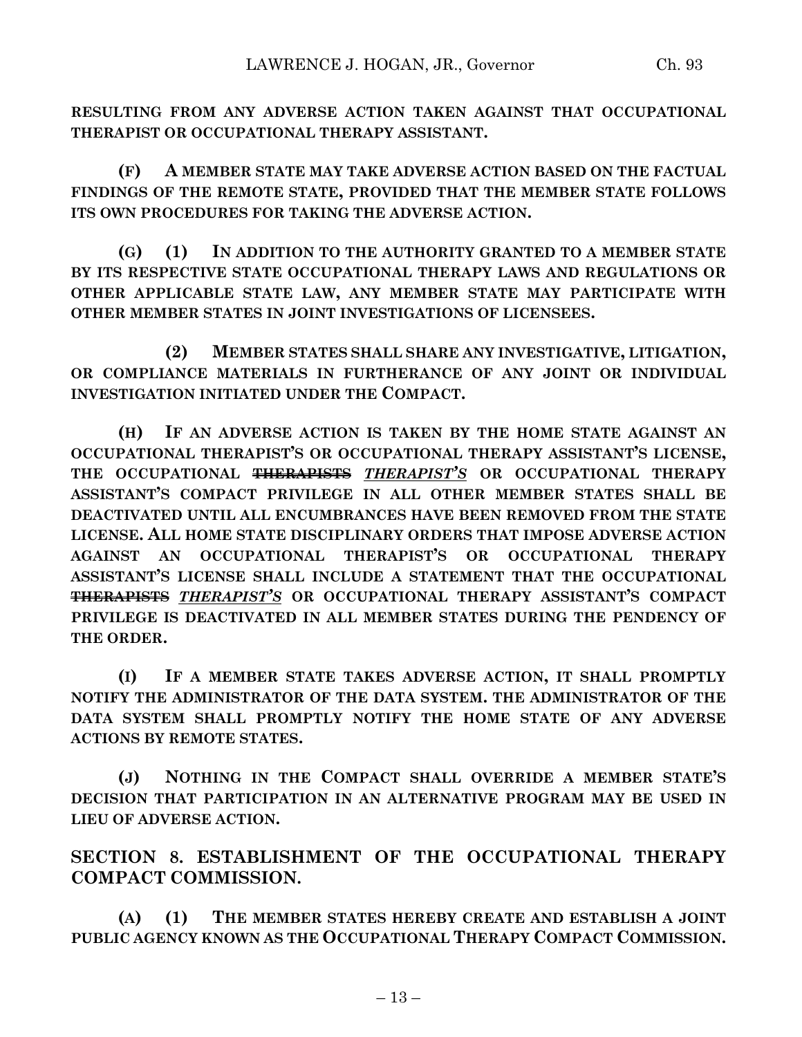**RESULTING FROM ANY ADVERSE ACTION TAKEN AGAINST THAT OCCUPATIONAL THERAPIST OR OCCUPATIONAL THERAPY ASSISTANT.**

**(F) A MEMBER STATE MAY TAKE ADVERSE ACTION BASED ON THE FACTUAL FINDINGS OF THE REMOTE STATE, PROVIDED THAT THE MEMBER STATE FOLLOWS ITS OWN PROCEDURES FOR TAKING THE ADVERSE ACTION.**

**(G) (1) IN ADDITION TO THE AUTHORITY GRANTED TO A MEMBER STATE BY ITS RESPECTIVE STATE OCCUPATIONAL THERAPY LAWS AND REGULATIONS OR OTHER APPLICABLE STATE LAW, ANY MEMBER STATE MAY PARTICIPATE WITH OTHER MEMBER STATES IN JOINT INVESTIGATIONS OF LICENSEES.**

**(2) MEMBER STATES SHALL SHARE ANY INVESTIGATIVE, LITIGATION, OR COMPLIANCE MATERIALS IN FURTHERANCE OF ANY JOINT OR INDIVIDUAL INVESTIGATION INITIATED UNDER THE COMPACT.**

**(H) IF AN ADVERSE ACTION IS TAKEN BY THE HOME STATE AGAINST AN OCCUPATIONAL THERAPIST'S OR OCCUPATIONAL THERAPY ASSISTANT'S LICENSE, THE OCCUPATIONAL ~~THERAPISTS~~ *THERAPIST'S* OR OCCUPATIONAL THERAPY ASSISTANT'S COMPACT PRIVILEGE IN ALL OTHER MEMBER STATES SHALL BE DEACTIVATED UNTIL ALL ENCUMBRANCES HAVE BEEN REMOVED FROM THE STATE LICENSE. ALL HOME STATE DISCIPLINARY ORDERS THAT IMPOSE ADVERSE ACTION AGAINST AN OCCUPATIONAL THERAPIST'S OR OCCUPATIONAL THERAPY ASSISTANT'S LICENSE SHALL INCLUDE A STATEMENT THAT THE OCCUPATIONAL ~~THERAPISTS~~ *THERAPIST'S* OR OCCUPATIONAL THERAPY ASSISTANT'S COMPACT PRIVILEGE IS DEACTIVATED IN ALL MEMBER STATES DURING THE PENDENCY OF THE ORDER.**

**(I) IF A MEMBER STATE TAKES ADVERSE ACTION, IT SHALL PROMPTLY NOTIFY THE ADMINISTRATOR OF THE DATA SYSTEM. THE ADMINISTRATOR OF THE DATA SYSTEM SHALL PROMPTLY NOTIFY THE HOME STATE OF ANY ADVERSE ACTIONS BY REMOTE STATES.**

**(J) NOTHING IN THE COMPACT SHALL OVERRIDE A MEMBER STATE'S DECISION THAT PARTICIPATION IN AN ALTERNATIVE PROGRAM MAY BE USED IN LIEU OF ADVERSE ACTION.**

## SECTION 8. ESTABLISHMENT OF THE OCCUPATIONAL THERAPY COMPACT COMMISSION.

**(A) (1) THE MEMBER STATES HEREBY CREATE AND ESTABLISH A JOINT PUBLIC AGENCY KNOWN AS THE OCCUPATIONAL THERAPY COMPACT COMMISSION.**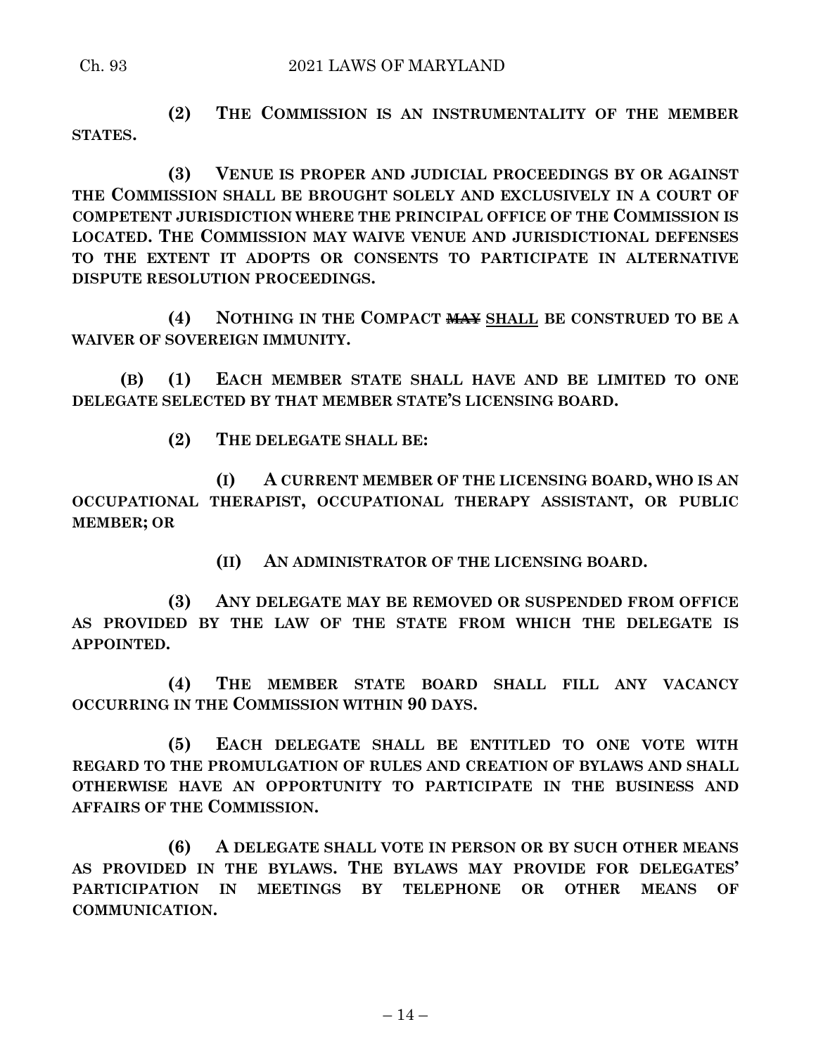**(2) THE COMMISSION IS AN INSTRUMENTALITY OF THE MEMBER STATES.**

**(3) VENUE IS PROPER AND JUDICIAL PROCEEDINGS BY OR AGAINST THE COMMISSION SHALL BE BROUGHT SOLELY AND EXCLUSIVELY IN A COURT OF COMPETENT JURISDICTION WHERE THE PRINCIPAL OFFICE OF THE COMMISSION IS LOCATED. THE COMMISSION MAY WAIVE VENUE AND JURISDICTIONAL DEFENSES TO THE EXTENT IT ADOPTS OR CONSENTS TO PARTICIPATE IN ALTERNATIVE DISPUTE RESOLUTION PROCEEDINGS.**

**(4) NOTHING IN THE COMPACT ~~MAY~~ SHALL BE CONSTRUED TO BE A WAIVER OF SOVEREIGN IMMUNITY.**

**(B) (1) EACH MEMBER STATE SHALL HAVE AND BE LIMITED TO ONE DELEGATE SELECTED BY THAT MEMBER STATE'S LICENSING BOARD.**

**(2) THE DELEGATE SHALL BE:**

**(I) A CURRENT MEMBER OF THE LICENSING BOARD, WHO IS AN OCCUPATIONAL THERAPIST, OCCUPATIONAL THERAPY ASSISTANT, OR PUBLIC MEMBER; OR**

**(II) AN ADMINISTRATOR OF THE LICENSING BOARD.**

**(3) ANY DELEGATE MAY BE REMOVED OR SUSPENDED FROM OFFICE AS PROVIDED BY THE LAW OF THE STATE FROM WHICH THE DELEGATE IS APPOINTED.**

**(4) THE MEMBER STATE BOARD SHALL FILL ANY VACANCY OCCURRING IN THE COMMISSION WITHIN 90 DAYS.**

**(5) EACH DELEGATE SHALL BE ENTITLED TO ONE VOTE WITH REGARD TO THE PROMULGATION OF RULES AND CREATION OF BYLAWS AND SHALL OTHERWISE HAVE AN OPPORTUNITY TO PARTICIPATE IN THE BUSINESS AND AFFAIRS OF THE COMMISSION.**

**(6) A DELEGATE SHALL VOTE IN PERSON OR BY SUCH OTHER MEANS AS PROVIDED IN THE BYLAWS. THE BYLAWS MAY PROVIDE FOR DELEGATES' PARTICIPATION IN MEETINGS BY TELEPHONE OR OTHER MEANS OF COMMUNICATION.**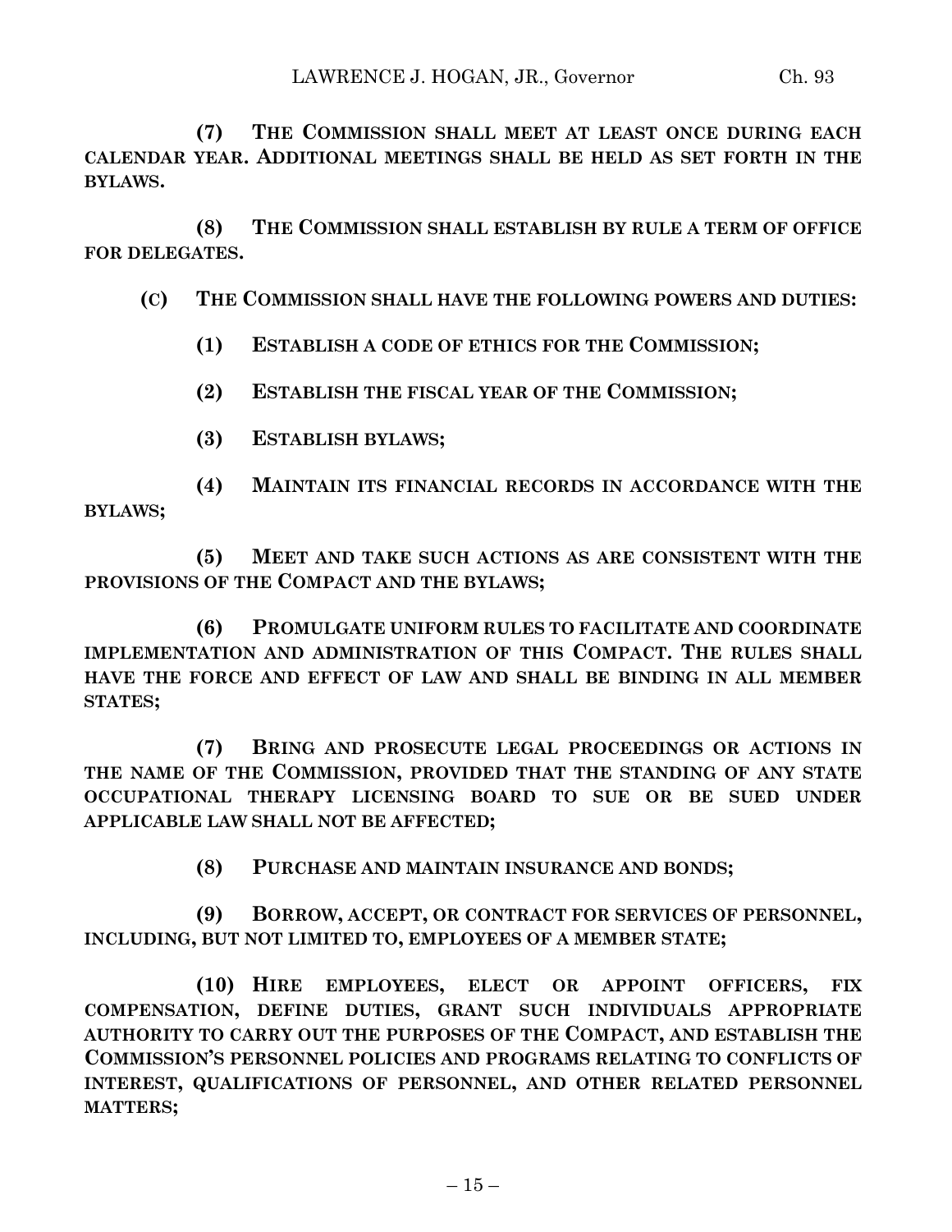**(7) THE COMMISSION SHALL MEET AT LEAST ONCE DURING EACH CALENDAR YEAR. ADDITIONAL MEETINGS SHALL BE HELD AS SET FORTH IN THE BYLAWS.**

**(8) THE COMMISSION SHALL ESTABLISH BY RULE A TERM OF OFFICE FOR DELEGATES.**

**(C) THE COMMISSION SHALL HAVE THE FOLLOWING POWERS AND DUTIES:**

**(1) ESTABLISH A CODE OF ETHICS FOR THE COMMISSION;**

**(2) ESTABLISH THE FISCAL YEAR OF THE COMMISSION;**

**(3) ESTABLISH BYLAWS;**

**(4) MAINTAIN ITS FINANCIAL RECORDS IN ACCORDANCE WITH THE BYLAWS;**

**(5) MEET AND TAKE SUCH ACTIONS AS ARE CONSISTENT WITH THE PROVISIONS OF THE COMPACT AND THE BYLAWS;**

**(6) PROMULGATE UNIFORM RULES TO FACILITATE AND COORDINATE IMPLEMENTATION AND ADMINISTRATION OF THIS COMPACT. THE RULES SHALL HAVE THE FORCE AND EFFECT OF LAW AND SHALL BE BINDING IN ALL MEMBER STATES;**

**(7) BRING AND PROSECUTE LEGAL PROCEEDINGS OR ACTIONS IN THE NAME OF THE COMMISSION, PROVIDED THAT THE STANDING OF ANY STATE OCCUPATIONAL THERAPY LICENSING BOARD TO SUE OR BE SUED UNDER APPLICABLE LAW SHALL NOT BE AFFECTED;**

**(8) PURCHASE AND MAINTAIN INSURANCE AND BONDS;**

**(9) BORROW, ACCEPT, OR CONTRACT FOR SERVICES OF PERSONNEL, INCLUDING, BUT NOT LIMITED TO, EMPLOYEES OF A MEMBER STATE;**

**(10) HIRE EMPLOYEES, ELECT OR APPOINT OFFICERS, FIX COMPENSATION, DEFINE DUTIES, GRANT SUCH INDIVIDUALS APPROPRIATE AUTHORITY TO CARRY OUT THE PURPOSES OF THE COMPACT, AND ESTABLISH THE COMMISSION'S PERSONNEL POLICIES AND PROGRAMS RELATING TO CONFLICTS OF INTEREST, QUALIFICATIONS OF PERSONNEL, AND OTHER RELATED PERSONNEL MATTERS;**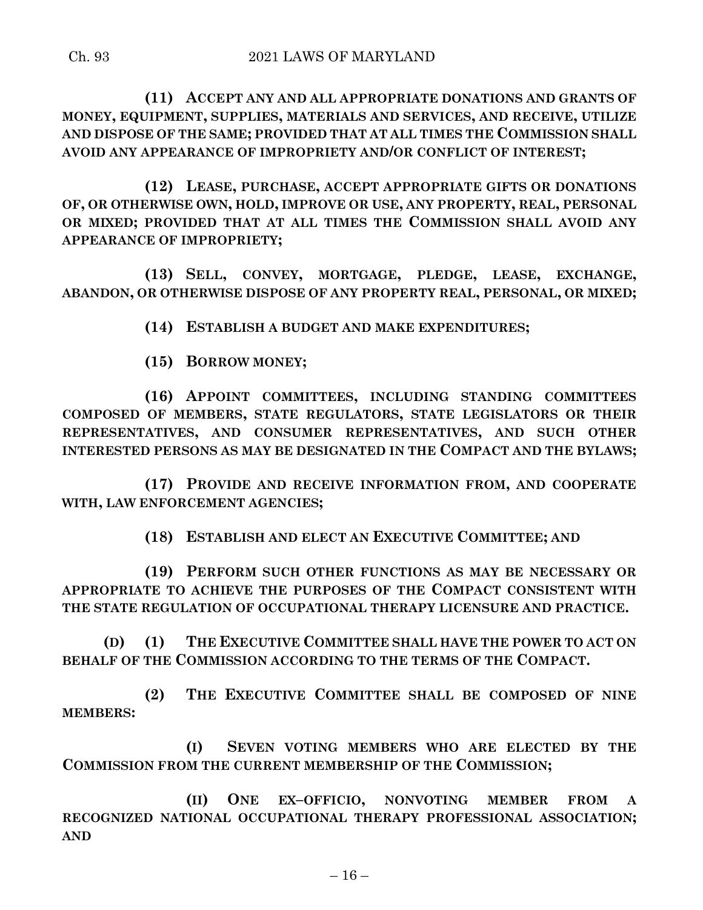**(11) ACCEPT ANY AND ALL APPROPRIATE DONATIONS AND GRANTS OF MONEY, EQUIPMENT, SUPPLIES, MATERIALS AND SERVICES, AND RECEIVE, UTILIZE AND DISPOSE OF THE SAME; PROVIDED THAT AT ALL TIMES THE COMMISSION SHALL AVOID ANY APPEARANCE OF IMPROPRIETY AND/OR CONFLICT OF INTEREST;**

**(12) LEASE, PURCHASE, ACCEPT APPROPRIATE GIFTS OR DONATIONS OF, OR OTHERWISE OWN, HOLD, IMPROVE OR USE, ANY PROPERTY, REAL, PERSONAL OR MIXED; PROVIDED THAT AT ALL TIMES THE COMMISSION SHALL AVOID ANY APPEARANCE OF IMPROPRIETY;**

**(13) SELL, CONVEY, MORTGAGE, PLEDGE, LEASE, EXCHANGE, ABANDON, OR OTHERWISE DISPOSE OF ANY PROPERTY REAL, PERSONAL, OR MIXED;**

**(14) ESTABLISH A BUDGET AND MAKE EXPENDITURES;**

**(15) BORROW MONEY;**

**(16) APPOINT COMMITTEES, INCLUDING STANDING COMMITTEES COMPOSED OF MEMBERS, STATE REGULATORS, STATE LEGISLATORS OR THEIR REPRESENTATIVES, AND CONSUMER REPRESENTATIVES, AND SUCH OTHER INTERESTED PERSONS AS MAY BE DESIGNATED IN THE COMPACT AND THE BYLAWS;**

**(17) PROVIDE AND RECEIVE INFORMATION FROM, AND COOPERATE WITH, LAW ENFORCEMENT AGENCIES;**

**(18) ESTABLISH AND ELECT AN EXECUTIVE COMMITTEE; AND**

**(19) PERFORM SUCH OTHER FUNCTIONS AS MAY BE NECESSARY OR APPROPRIATE TO ACHIEVE THE PURPOSES OF THE COMPACT CONSISTENT WITH THE STATE REGULATION OF OCCUPATIONAL THERAPY LICENSURE AND PRACTICE.**

**(D) (1) THE EXECUTIVE COMMITTEE SHALL HAVE THE POWER TO ACT ON BEHALF OF THE COMMISSION ACCORDING TO THE TERMS OF THE COMPACT.**

**(2) THE EXECUTIVE COMMITTEE SHALL BE COMPOSED OF NINE MEMBERS:**

**(I) SEVEN VOTING MEMBERS WHO ARE ELECTED BY THE COMMISSION FROM THE CURRENT MEMBERSHIP OF THE COMMISSION;**

**(II) ONE EX–OFFICIO, NONVOTING MEMBER FROM A RECOGNIZED NATIONAL OCCUPATIONAL THERAPY PROFESSIONAL ASSOCIATION; AND**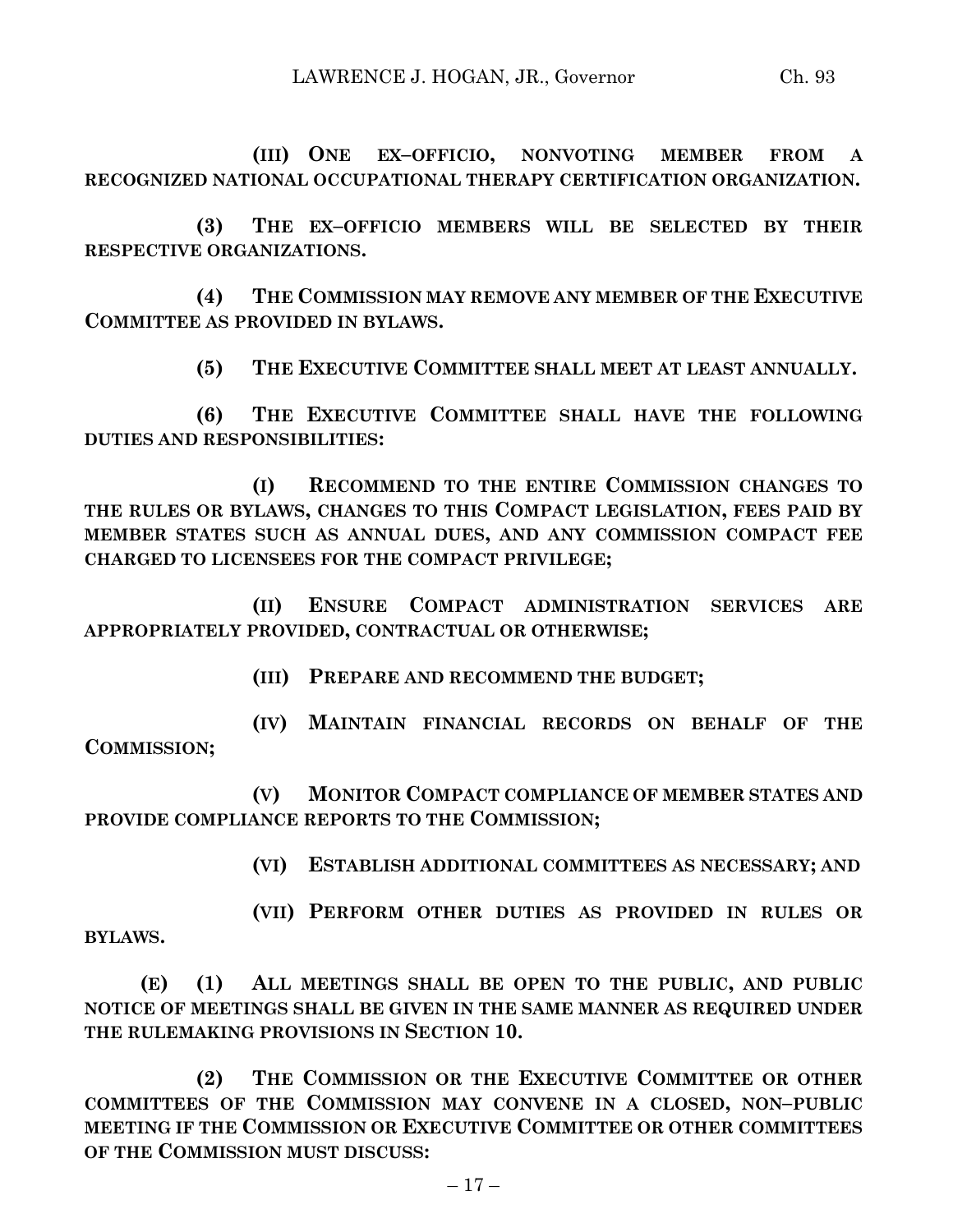**(III) ONE EX–OFFICIO, NONVOTING MEMBER FROM A RECOGNIZED NATIONAL OCCUPATIONAL THERAPY CERTIFICATION ORGANIZATION.**

**(3) THE EX–OFFICIO MEMBERS WILL BE SELECTED BY THEIR RESPECTIVE ORGANIZATIONS.**

**(4) THE COMMISSION MAY REMOVE ANY MEMBER OF THE EXECUTIVE COMMITTEE AS PROVIDED IN BYLAWS.**

**(5) THE EXECUTIVE COMMITTEE SHALL MEET AT LEAST ANNUALLY.**

**(6) THE EXECUTIVE COMMITTEE SHALL HAVE THE FOLLOWING DUTIES AND RESPONSIBILITIES:**

**(I) RECOMMEND TO THE ENTIRE COMMISSION CHANGES TO THE RULES OR BYLAWS, CHANGES TO THIS COMPACT LEGISLATION, FEES PAID BY MEMBER STATES SUCH AS ANNUAL DUES, AND ANY COMMISSION COMPACT FEE CHARGED TO LICENSEES FOR THE COMPACT PRIVILEGE;**

**(II) ENSURE COMPACT ADMINISTRATION SERVICES ARE APPROPRIATELY PROVIDED, CONTRACTUAL OR OTHERWISE;**

**(III) PREPARE AND RECOMMEND THE BUDGET;**

**(IV) MAINTAIN FINANCIAL RECORDS ON BEHALF OF THE COMMISSION;**

**(V) MONITOR COMPACT COMPLIANCE OF MEMBER STATES AND PROVIDE COMPLIANCE REPORTS TO THE COMMISSION;**

**(VI) ESTABLISH ADDITIONAL COMMITTEES AS NECESSARY; AND**

**(VII) PERFORM OTHER DUTIES AS PROVIDED IN RULES OR BYLAWS.**

**(E) (1) ALL MEETINGS SHALL BE OPEN TO THE PUBLIC, AND PUBLIC NOTICE OF MEETINGS SHALL BE GIVEN IN THE SAME MANNER AS REQUIRED UNDER THE RULEMAKING PROVISIONS IN SECTION 10.**

**(2) THE COMMISSION OR THE EXECUTIVE COMMITTEE OR OTHER COMMITTEES OF THE COMMISSION MAY CONVENE IN A CLOSED, NON–PUBLIC MEETING IF THE COMMISSION OR EXECUTIVE COMMITTEE OR OTHER COMMITTEES OF THE COMMISSION MUST DISCUSS:**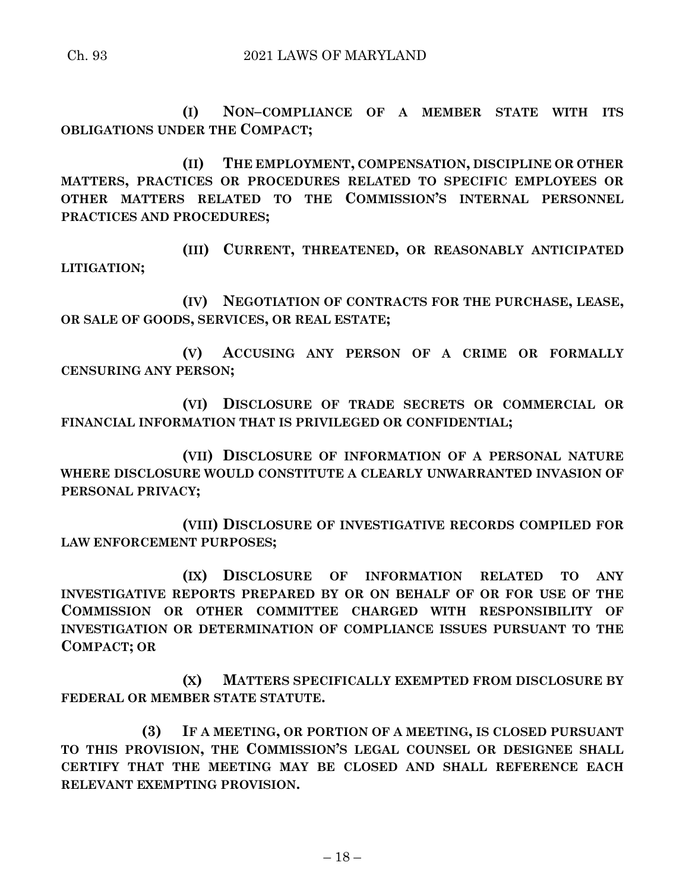**(I) NON–COMPLIANCE OF A MEMBER STATE WITH ITS OBLIGATIONS UNDER THE COMPACT;**

**(II) THE EMPLOYMENT, COMPENSATION, DISCIPLINE OR OTHER MATTERS, PRACTICES OR PROCEDURES RELATED TO SPECIFIC EMPLOYEES OR OTHER MATTERS RELATED TO THE COMMISSION'S INTERNAL PERSONNEL PRACTICES AND PROCEDURES;**

**(III) CURRENT, THREATENED, OR REASONABLY ANTICIPATED LITIGATION;**

**(IV) NEGOTIATION OF CONTRACTS FOR THE PURCHASE, LEASE, OR SALE OF GOODS, SERVICES, OR REAL ESTATE;**

**(V) ACCUSING ANY PERSON OF A CRIME OR FORMALLY CENSURING ANY PERSON;**

**(VI) DISCLOSURE OF TRADE SECRETS OR COMMERCIAL OR FINANCIAL INFORMATION THAT IS PRIVILEGED OR CONFIDENTIAL;**

**(VII) DISCLOSURE OF INFORMATION OF A PERSONAL NATURE WHERE DISCLOSURE WOULD CONSTITUTE A CLEARLY UNWARRANTED INVASION OF PERSONAL PRIVACY;**

**(VIII) DISCLOSURE OF INVESTIGATIVE RECORDS COMPILED FOR LAW ENFORCEMENT PURPOSES;**

**(IX) DISCLOSURE OF INFORMATION RELATED TO ANY INVESTIGATIVE REPORTS PREPARED BY OR ON BEHALF OF OR FOR USE OF THE COMMISSION OR OTHER COMMITTEE CHARGED WITH RESPONSIBILITY OF INVESTIGATION OR DETERMINATION OF COMPLIANCE ISSUES PURSUANT TO THE COMPACT; OR**

**(X) MATTERS SPECIFICALLY EXEMPTED FROM DISCLOSURE BY FEDERAL OR MEMBER STATE STATUTE.**

**(3) IF A MEETING, OR PORTION OF A MEETING, IS CLOSED PURSUANT TO THIS PROVISION, THE COMMISSION'S LEGAL COUNSEL OR DESIGNEE SHALL CERTIFY THAT THE MEETING MAY BE CLOSED AND SHALL REFERENCE EACH RELEVANT EXEMPTING PROVISION.**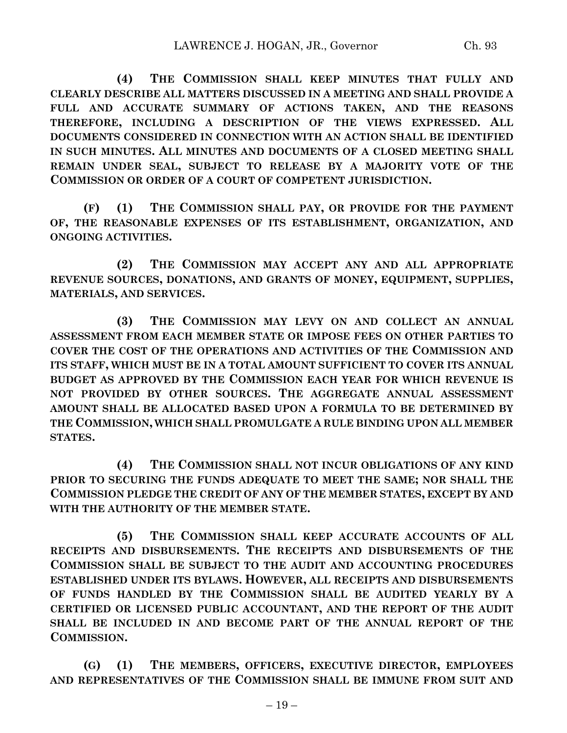**(4) THE COMMISSION SHALL KEEP MINUTES THAT FULLY AND CLEARLY DESCRIBE ALL MATTERS DISCUSSED IN A MEETING AND SHALL PROVIDE A FULL AND ACCURATE SUMMARY OF ACTIONS TAKEN, AND THE REASONS THEREFORE, INCLUDING A DESCRIPTION OF THE VIEWS EXPRESSED. ALL DOCUMENTS CONSIDERED IN CONNECTION WITH AN ACTION SHALL BE IDENTIFIED IN SUCH MINUTES. ALL MINUTES AND DOCUMENTS OF A CLOSED MEETING SHALL REMAIN UNDER SEAL, SUBJECT TO RELEASE BY A MAJORITY VOTE OF THE COMMISSION OR ORDER OF A COURT OF COMPETENT JURISDICTION.**

**(F) (1) THE COMMISSION SHALL PAY, OR PROVIDE FOR THE PAYMENT OF, THE REASONABLE EXPENSES OF ITS ESTABLISHMENT, ORGANIZATION, AND ONGOING ACTIVITIES.**

**(2) THE COMMISSION MAY ACCEPT ANY AND ALL APPROPRIATE REVENUE SOURCES, DONATIONS, AND GRANTS OF MONEY, EQUIPMENT, SUPPLIES, MATERIALS, AND SERVICES.**

**(3) THE COMMISSION MAY LEVY ON AND COLLECT AN ANNUAL ASSESSMENT FROM EACH MEMBER STATE OR IMPOSE FEES ON OTHER PARTIES TO COVER THE COST OF THE OPERATIONS AND ACTIVITIES OF THE COMMISSION AND ITS STAFF, WHICH MUST BE IN A TOTAL AMOUNT SUFFICIENT TO COVER ITS ANNUAL BUDGET AS APPROVED BY THE COMMISSION EACH YEAR FOR WHICH REVENUE IS NOT PROVIDED BY OTHER SOURCES. THE AGGREGATE ANNUAL ASSESSMENT AMOUNT SHALL BE ALLOCATED BASED UPON A FORMULA TO BE DETERMINED BY THE COMMISSION, WHICH SHALL PROMULGATE A RULE BINDING UPON ALL MEMBER STATES.**

**(4) THE COMMISSION SHALL NOT INCUR OBLIGATIONS OF ANY KIND PRIOR TO SECURING THE FUNDS ADEQUATE TO MEET THE SAME; NOR SHALL THE COMMISSION PLEDGE THE CREDIT OF ANY OF THE MEMBER STATES, EXCEPT BY AND WITH THE AUTHORITY OF THE MEMBER STATE.**

**(5) THE COMMISSION SHALL KEEP ACCURATE ACCOUNTS OF ALL RECEIPTS AND DISBURSEMENTS. THE RECEIPTS AND DISBURSEMENTS OF THE COMMISSION SHALL BE SUBJECT TO THE AUDIT AND ACCOUNTING PROCEDURES ESTABLISHED UNDER ITS BYLAWS. HOWEVER, ALL RECEIPTS AND DISBURSEMENTS OF FUNDS HANDLED BY THE COMMISSION SHALL BE AUDITED YEARLY BY A CERTIFIED OR LICENSED PUBLIC ACCOUNTANT, AND THE REPORT OF THE AUDIT SHALL BE INCLUDED IN AND BECOME PART OF THE ANNUAL REPORT OF THE COMMISSION.**

**(G) (1) THE MEMBERS, OFFICERS, EXECUTIVE DIRECTOR, EMPLOYEES AND REPRESENTATIVES OF THE COMMISSION SHALL BE IMMUNE FROM SUIT AND**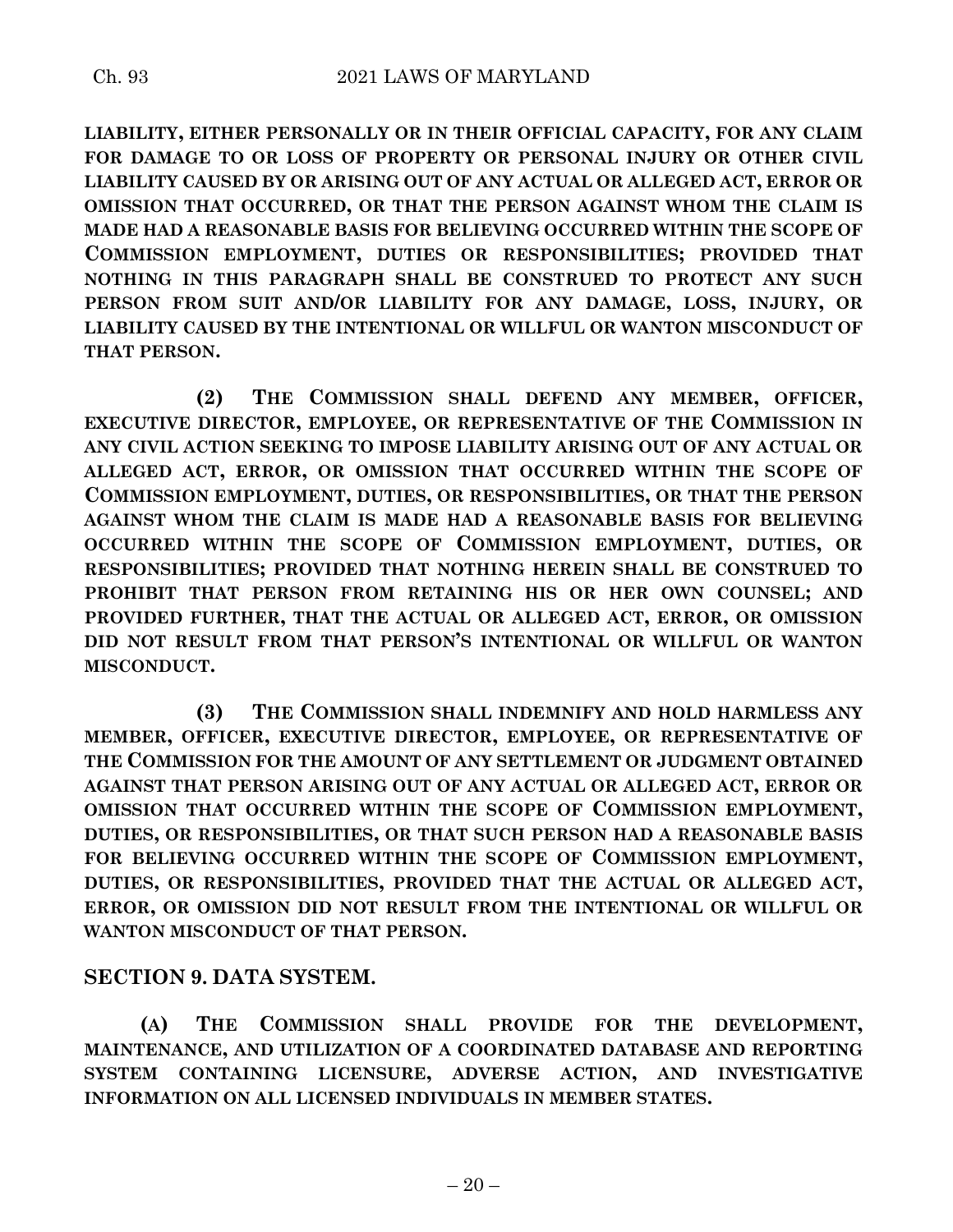**LIABILITY, EITHER PERSONALLY OR IN THEIR OFFICIAL CAPACITY, FOR ANY CLAIM FOR DAMAGE TO OR LOSS OF PROPERTY OR PERSONAL INJURY OR OTHER CIVIL LIABILITY CAUSED BY OR ARISING OUT OF ANY ACTUAL OR ALLEGED ACT, ERROR OR OMISSION THAT OCCURRED, OR THAT THE PERSON AGAINST WHOM THE CLAIM IS MADE HAD A REASONABLE BASIS FOR BELIEVING OCCURRED WITHIN THE SCOPE OF COMMISSION EMPLOYMENT, DUTIES OR RESPONSIBILITIES; PROVIDED THAT NOTHING IN THIS PARAGRAPH SHALL BE CONSTRUED TO PROTECT ANY SUCH PERSON FROM SUIT AND/OR LIABILITY FOR ANY DAMAGE, LOSS, INJURY, OR LIABILITY CAUSED BY THE INTENTIONAL OR WILLFUL OR WANTON MISCONDUCT OF THAT PERSON.**

**(2) THE COMMISSION SHALL DEFEND ANY MEMBER, OFFICER, EXECUTIVE DIRECTOR, EMPLOYEE, OR REPRESENTATIVE OF THE COMMISSION IN ANY CIVIL ACTION SEEKING TO IMPOSE LIABILITY ARISING OUT OF ANY ACTUAL OR ALLEGED ACT, ERROR, OR OMISSION THAT OCCURRED WITHIN THE SCOPE OF COMMISSION EMPLOYMENT, DUTIES, OR RESPONSIBILITIES, OR THAT THE PERSON AGAINST WHOM THE CLAIM IS MADE HAD A REASONABLE BASIS FOR BELIEVING OCCURRED WITHIN THE SCOPE OF COMMISSION EMPLOYMENT, DUTIES, OR RESPONSIBILITIES; PROVIDED THAT NOTHING HEREIN SHALL BE CONSTRUED TO PROHIBIT THAT PERSON FROM RETAINING HIS OR HER OWN COUNSEL; AND PROVIDED FURTHER, THAT THE ACTUAL OR ALLEGED ACT, ERROR, OR OMISSION DID NOT RESULT FROM THAT PERSON'S INTENTIONAL OR WILLFUL OR WANTON MISCONDUCT.**

**(3) THE COMMISSION SHALL INDEMNIFY AND HOLD HARMLESS ANY MEMBER, OFFICER, EXECUTIVE DIRECTOR, EMPLOYEE, OR REPRESENTATIVE OF THE COMMISSION FOR THE AMOUNT OF ANY SETTLEMENT OR JUDGMENT OBTAINED AGAINST THAT PERSON ARISING OUT OF ANY ACTUAL OR ALLEGED ACT, ERROR OR OMISSION THAT OCCURRED WITHIN THE SCOPE OF COMMISSION EMPLOYMENT, DUTIES, OR RESPONSIBILITIES, OR THAT SUCH PERSON HAD A REASONABLE BASIS FOR BELIEVING OCCURRED WITHIN THE SCOPE OF COMMISSION EMPLOYMENT, DUTIES, OR RESPONSIBILITIES, PROVIDED THAT THE ACTUAL OR ALLEGED ACT, ERROR, OR OMISSION DID NOT RESULT FROM THE INTENTIONAL OR WILLFUL OR WANTON MISCONDUCT OF THAT PERSON.**

## SECTION 9. DATA SYSTEM.

**(A) THE COMMISSION SHALL PROVIDE FOR THE DEVELOPMENT, MAINTENANCE, AND UTILIZATION OF A COORDINATED DATABASE AND REPORTING SYSTEM CONTAINING LICENSURE, ADVERSE ACTION, AND INVESTIGATIVE INFORMATION ON ALL LICENSED INDIVIDUALS IN MEMBER STATES.**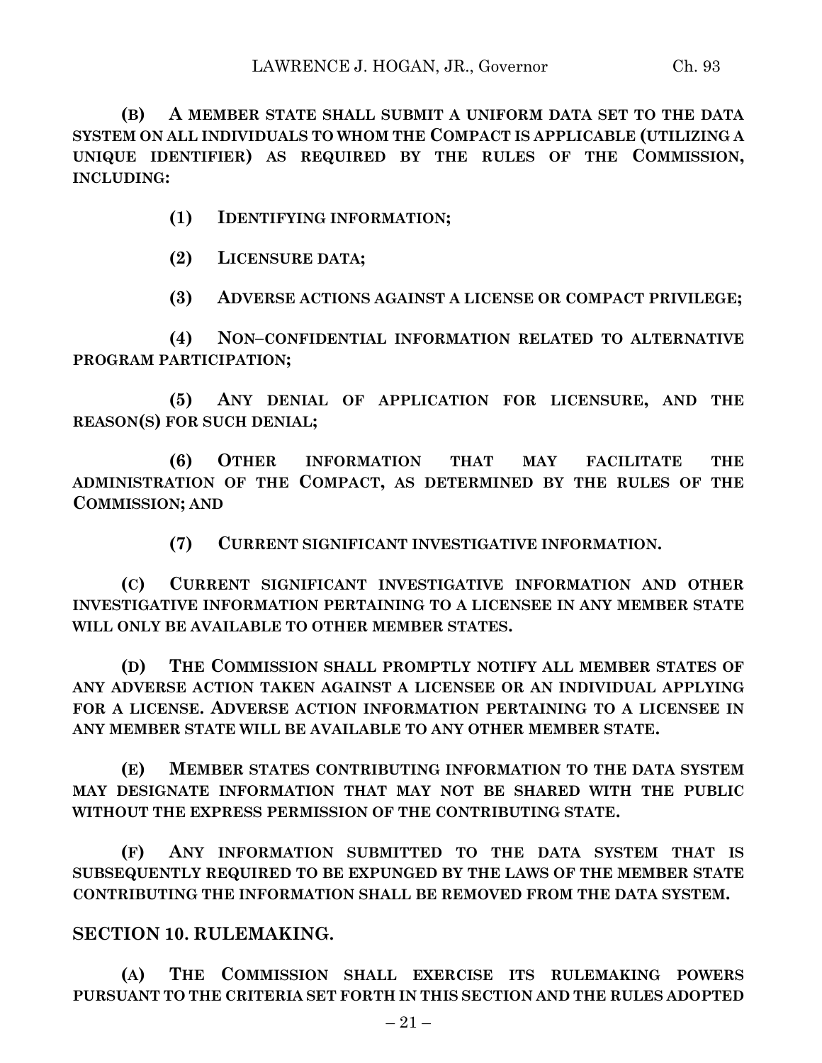**(B) A MEMBER STATE SHALL SUBMIT A UNIFORM DATA SET TO THE DATA SYSTEM ON ALL INDIVIDUALS TO WHOM THE COMPACT IS APPLICABLE (UTILIZING A UNIQUE IDENTIFIER) AS REQUIRED BY THE RULES OF THE COMMISSION, INCLUDING:**

**(1) IDENTIFYING INFORMATION;**

**(2) LICENSURE DATA;**

**(3) ADVERSE ACTIONS AGAINST A LICENSE OR COMPACT PRIVILEGE;**

**(4) NON–CONFIDENTIAL INFORMATION RELATED TO ALTERNATIVE PROGRAM PARTICIPATION;**

**(5) ANY DENIAL OF APPLICATION FOR LICENSURE, AND THE REASON(S) FOR SUCH DENIAL;**

**(6) OTHER INFORMATION THAT MAY FACILITATE THE ADMINISTRATION OF THE COMPACT, AS DETERMINED BY THE RULES OF THE COMMISSION; AND**

**(7) CURRENT SIGNIFICANT INVESTIGATIVE INFORMATION.**

**(C) CURRENT SIGNIFICANT INVESTIGATIVE INFORMATION AND OTHER INVESTIGATIVE INFORMATION PERTAINING TO A LICENSEE IN ANY MEMBER STATE WILL ONLY BE AVAILABLE TO OTHER MEMBER STATES.**

**(D) THE COMMISSION SHALL PROMPTLY NOTIFY ALL MEMBER STATES OF ANY ADVERSE ACTION TAKEN AGAINST A LICENSEE OR AN INDIVIDUAL APPLYING FOR A LICENSE. ADVERSE ACTION INFORMATION PERTAINING TO A LICENSEE IN ANY MEMBER STATE WILL BE AVAILABLE TO ANY OTHER MEMBER STATE.**

**(E) MEMBER STATES CONTRIBUTING INFORMATION TO THE DATA SYSTEM MAY DESIGNATE INFORMATION THAT MAY NOT BE SHARED WITH THE PUBLIC WITHOUT THE EXPRESS PERMISSION OF THE CONTRIBUTING STATE.**

**(F) ANY INFORMATION SUBMITTED TO THE DATA SYSTEM THAT IS SUBSEQUENTLY REQUIRED TO BE EXPUNGED BY THE LAWS OF THE MEMBER STATE CONTRIBUTING THE INFORMATION SHALL BE REMOVED FROM THE DATA SYSTEM.**

## SECTION 10. RULEMAKING.

**(A) THE COMMISSION SHALL EXERCISE ITS RULEMAKING POWERS PURSUANT TO THE CRITERIA SET FORTH IN THIS SECTION AND THE RULES ADOPTED**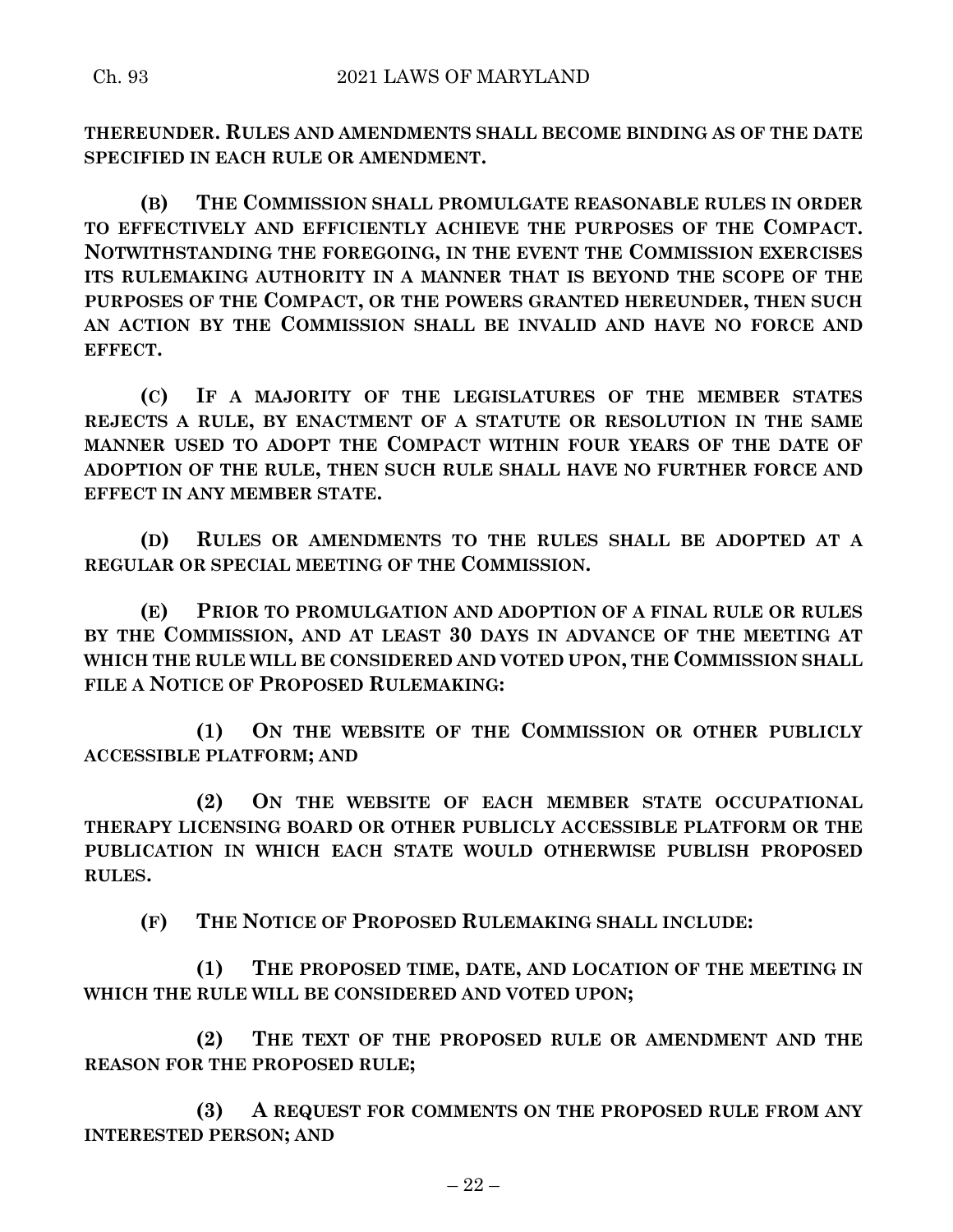**THEREUNDER. RULES AND AMENDMENTS SHALL BECOME BINDING AS OF THE DATE SPECIFIED IN EACH RULE OR AMENDMENT.**

**(B) THE COMMISSION SHALL PROMULGATE REASONABLE RULES IN ORDER TO EFFECTIVELY AND EFFICIENTLY ACHIEVE THE PURPOSES OF THE COMPACT. NOTWITHSTANDING THE FOREGOING, IN THE EVENT THE COMMISSION EXERCISES ITS RULEMAKING AUTHORITY IN A MANNER THAT IS BEYOND THE SCOPE OF THE PURPOSES OF THE COMPACT, OR THE POWERS GRANTED HEREUNDER, THEN SUCH AN ACTION BY THE COMMISSION SHALL BE INVALID AND HAVE NO FORCE AND EFFECT.**

**(C) IF A MAJORITY OF THE LEGISLATURES OF THE MEMBER STATES REJECTS A RULE, BY ENACTMENT OF A STATUTE OR RESOLUTION IN THE SAME MANNER USED TO ADOPT THE COMPACT WITHIN FOUR YEARS OF THE DATE OF ADOPTION OF THE RULE, THEN SUCH RULE SHALL HAVE NO FURTHER FORCE AND EFFECT IN ANY MEMBER STATE.**

**(D) RULES OR AMENDMENTS TO THE RULES SHALL BE ADOPTED AT A REGULAR OR SPECIAL MEETING OF THE COMMISSION.**

**(E) PRIOR TO PROMULGATION AND ADOPTION OF A FINAL RULE OR RULES BY THE COMMISSION, AND AT LEAST 30 DAYS IN ADVANCE OF THE MEETING AT WHICH THE RULE WILL BE CONSIDERED AND VOTED UPON, THE COMMISSION SHALL FILE A NOTICE OF PROPOSED RULEMAKING:**

**(1) ON THE WEBSITE OF THE COMMISSION OR OTHER PUBLICLY ACCESSIBLE PLATFORM; AND**

**(2) ON THE WEBSITE OF EACH MEMBER STATE OCCUPATIONAL THERAPY LICENSING BOARD OR OTHER PUBLICLY ACCESSIBLE PLATFORM OR THE PUBLICATION IN WHICH EACH STATE WOULD OTHERWISE PUBLISH PROPOSED RULES.**

**(F) THE NOTICE OF PROPOSED RULEMAKING SHALL INCLUDE:**

**(1) THE PROPOSED TIME, DATE, AND LOCATION OF THE MEETING IN WHICH THE RULE WILL BE CONSIDERED AND VOTED UPON;**

**(2) THE TEXT OF THE PROPOSED RULE OR AMENDMENT AND THE REASON FOR THE PROPOSED RULE;**

**(3) A REQUEST FOR COMMENTS ON THE PROPOSED RULE FROM ANY INTERESTED PERSON; AND**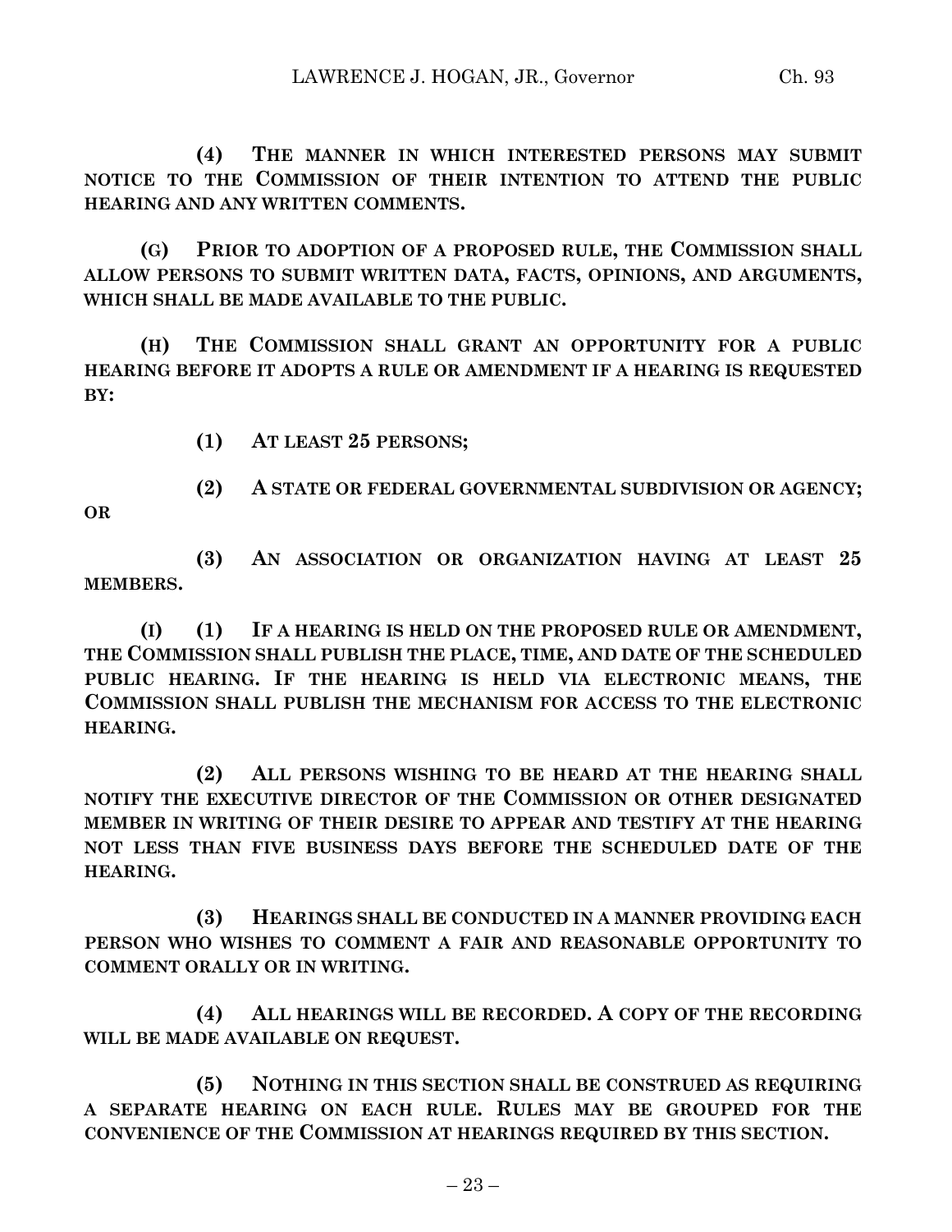**(4) THE MANNER IN WHICH INTERESTED PERSONS MAY SUBMIT NOTICE TO THE COMMISSION OF THEIR INTENTION TO ATTEND THE PUBLIC HEARING AND ANY WRITTEN COMMENTS.**

**(G) PRIOR TO ADOPTION OF A PROPOSED RULE, THE COMMISSION SHALL ALLOW PERSONS TO SUBMIT WRITTEN DATA, FACTS, OPINIONS, AND ARGUMENTS, WHICH SHALL BE MADE AVAILABLE TO THE PUBLIC.**

**(H) THE COMMISSION SHALL GRANT AN OPPORTUNITY FOR A PUBLIC HEARING BEFORE IT ADOPTS A RULE OR AMENDMENT IF A HEARING IS REQUESTED BY:**

**(1) AT LEAST 25 PERSONS;**

**(2) A STATE OR FEDERAL GOVERNMENTAL SUBDIVISION OR AGENCY; OR**

**(3) AN ASSOCIATION OR ORGANIZATION HAVING AT LEAST 25 MEMBERS.**

**(I) (1) IF A HEARING IS HELD ON THE PROPOSED RULE OR AMENDMENT, THE COMMISSION SHALL PUBLISH THE PLACE, TIME, AND DATE OF THE SCHEDULED PUBLIC HEARING. IF THE HEARING IS HELD VIA ELECTRONIC MEANS, THE COMMISSION SHALL PUBLISH THE MECHANISM FOR ACCESS TO THE ELECTRONIC HEARING.**

**(2) ALL PERSONS WISHING TO BE HEARD AT THE HEARING SHALL NOTIFY THE EXECUTIVE DIRECTOR OF THE COMMISSION OR OTHER DESIGNATED MEMBER IN WRITING OF THEIR DESIRE TO APPEAR AND TESTIFY AT THE HEARING NOT LESS THAN FIVE BUSINESS DAYS BEFORE THE SCHEDULED DATE OF THE HEARING.**

**(3) HEARINGS SHALL BE CONDUCTED IN A MANNER PROVIDING EACH PERSON WHO WISHES TO COMMENT A FAIR AND REASONABLE OPPORTUNITY TO COMMENT ORALLY OR IN WRITING.**

**(4) ALL HEARINGS WILL BE RECORDED. A COPY OF THE RECORDING WILL BE MADE AVAILABLE ON REQUEST.**

**(5) NOTHING IN THIS SECTION SHALL BE CONSTRUED AS REQUIRING A SEPARATE HEARING ON EACH RULE. RULES MAY BE GROUPED FOR THE CONVENIENCE OF THE COMMISSION AT HEARINGS REQUIRED BY THIS SECTION.**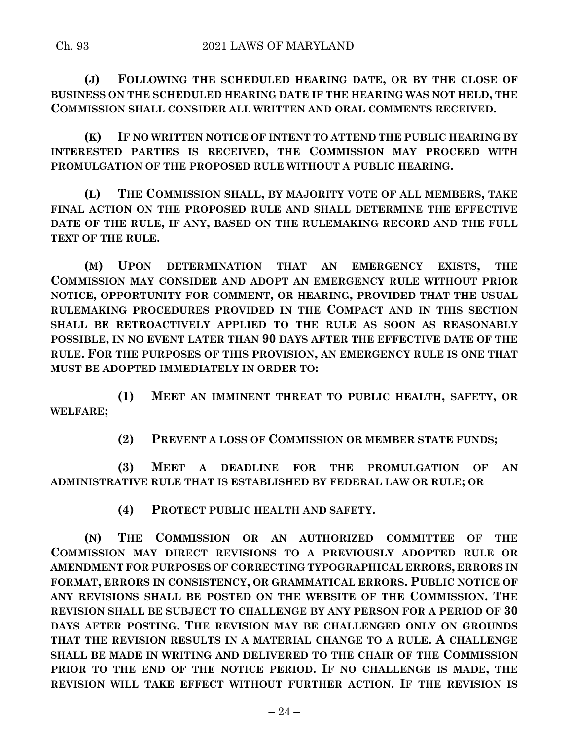**(J) FOLLOWING THE SCHEDULED HEARING DATE, OR BY THE CLOSE OF BUSINESS ON THE SCHEDULED HEARING DATE IF THE HEARING WAS NOT HELD, THE COMMISSION SHALL CONSIDER ALL WRITTEN AND ORAL COMMENTS RECEIVED.**

**(K) IF NO WRITTEN NOTICE OF INTENT TO ATTEND THE PUBLIC HEARING BY INTERESTED PARTIES IS RECEIVED, THE COMMISSION MAY PROCEED WITH PROMULGATION OF THE PROPOSED RULE WITHOUT A PUBLIC HEARING.**

**(L) THE COMMISSION SHALL, BY MAJORITY VOTE OF ALL MEMBERS, TAKE FINAL ACTION ON THE PROPOSED RULE AND SHALL DETERMINE THE EFFECTIVE DATE OF THE RULE, IF ANY, BASED ON THE RULEMAKING RECORD AND THE FULL TEXT OF THE RULE.**

**(M) UPON DETERMINATION THAT AN EMERGENCY EXISTS, THE COMMISSION MAY CONSIDER AND ADOPT AN EMERGENCY RULE WITHOUT PRIOR NOTICE, OPPORTUNITY FOR COMMENT, OR HEARING, PROVIDED THAT THE USUAL RULEMAKING PROCEDURES PROVIDED IN THE COMPACT AND IN THIS SECTION SHALL BE RETROACTIVELY APPLIED TO THE RULE AS SOON AS REASONABLY POSSIBLE, IN NO EVENT LATER THAN 90 DAYS AFTER THE EFFECTIVE DATE OF THE RULE. FOR THE PURPOSES OF THIS PROVISION, AN EMERGENCY RULE IS ONE THAT MUST BE ADOPTED IMMEDIATELY IN ORDER TO:**

**(1) MEET AN IMMINENT THREAT TO PUBLIC HEALTH, SAFETY, OR WELFARE;**

**(2) PREVENT A LOSS OF COMMISSION OR MEMBER STATE FUNDS;**

**(3) MEET A DEADLINE FOR THE PROMULGATION OF AN ADMINISTRATIVE RULE THAT IS ESTABLISHED BY FEDERAL LAW OR RULE; OR**

**(4) PROTECT PUBLIC HEALTH AND SAFETY.**

**(N) THE COMMISSION OR AN AUTHORIZED COMMITTEE OF THE COMMISSION MAY DIRECT REVISIONS TO A PREVIOUSLY ADOPTED RULE OR AMENDMENT FOR PURPOSES OF CORRECTING TYPOGRAPHICAL ERRORS, ERRORS IN FORMAT, ERRORS IN CONSISTENCY, OR GRAMMATICAL ERRORS. PUBLIC NOTICE OF ANY REVISIONS SHALL BE POSTED ON THE WEBSITE OF THE COMMISSION. THE REVISION SHALL BE SUBJECT TO CHALLENGE BY ANY PERSON FOR A PERIOD OF 30 DAYS AFTER POSTING. THE REVISION MAY BE CHALLENGED ONLY ON GROUNDS THAT THE REVISION RESULTS IN A MATERIAL CHANGE TO A RULE. A CHALLENGE SHALL BE MADE IN WRITING AND DELIVERED TO THE CHAIR OF THE COMMISSION PRIOR TO THE END OF THE NOTICE PERIOD. IF NO CHALLENGE IS MADE, THE REVISION WILL TAKE EFFECT WITHOUT FURTHER ACTION. IF THE REVISION IS**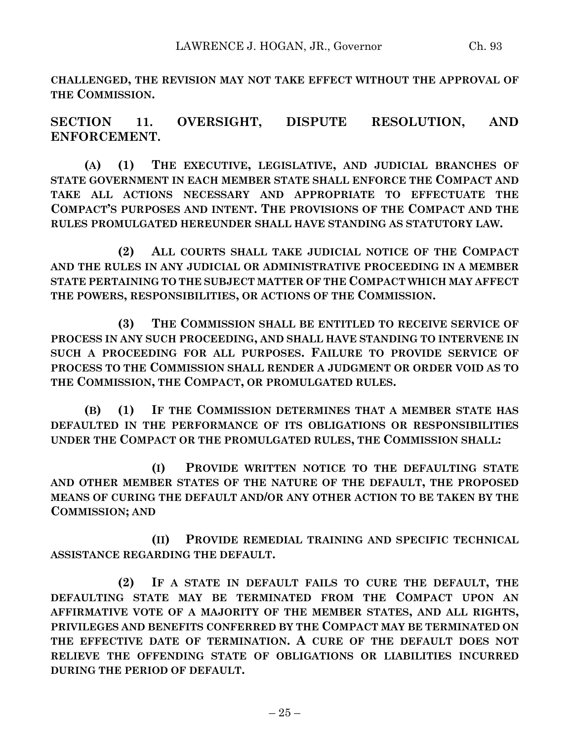**CHALLENGED, THE REVISION MAY NOT TAKE EFFECT WITHOUT THE APPROVAL OF THE COMMISSION.**

## SECTION 11. OVERSIGHT, DISPUTE RESOLUTION, AND ENFORCEMENT.

**(A) (1) THE EXECUTIVE, LEGISLATIVE, AND JUDICIAL BRANCHES OF STATE GOVERNMENT IN EACH MEMBER STATE SHALL ENFORCE THE COMPACT AND TAKE ALL ACTIONS NECESSARY AND APPROPRIATE TO EFFECTUATE THE COMPACT'S PURPOSES AND INTENT. THE PROVISIONS OF THE COMPACT AND THE RULES PROMULGATED HEREUNDER SHALL HAVE STANDING AS STATUTORY LAW.**

**(2) ALL COURTS SHALL TAKE JUDICIAL NOTICE OF THE COMPACT AND THE RULES IN ANY JUDICIAL OR ADMINISTRATIVE PROCEEDING IN A MEMBER STATE PERTAINING TO THE SUBJECT MATTER OF THE COMPACT WHICH MAY AFFECT THE POWERS, RESPONSIBILITIES, OR ACTIONS OF THE COMMISSION.**

**(3) THE COMMISSION SHALL BE ENTITLED TO RECEIVE SERVICE OF PROCESS IN ANY SUCH PROCEEDING, AND SHALL HAVE STANDING TO INTERVENE IN SUCH A PROCEEDING FOR ALL PURPOSES. FAILURE TO PROVIDE SERVICE OF PROCESS TO THE COMMISSION SHALL RENDER A JUDGMENT OR ORDER VOID AS TO THE COMMISSION, THE COMPACT, OR PROMULGATED RULES.**

**(B) (1) IF THE COMMISSION DETERMINES THAT A MEMBER STATE HAS DEFAULTED IN THE PERFORMANCE OF ITS OBLIGATIONS OR RESPONSIBILITIES UNDER THE COMPACT OR THE PROMULGATED RULES, THE COMMISSION SHALL:**

**(I) PROVIDE WRITTEN NOTICE TO THE DEFAULTING STATE AND OTHER MEMBER STATES OF THE NATURE OF THE DEFAULT, THE PROPOSED MEANS OF CURING THE DEFAULT AND/OR ANY OTHER ACTION TO BE TAKEN BY THE COMMISSION; AND**

**(II) PROVIDE REMEDIAL TRAINING AND SPECIFIC TECHNICAL ASSISTANCE REGARDING THE DEFAULT.**

**(2) IF A STATE IN DEFAULT FAILS TO CURE THE DEFAULT, THE DEFAULTING STATE MAY BE TERMINATED FROM THE COMPACT UPON AN AFFIRMATIVE VOTE OF A MAJORITY OF THE MEMBER STATES, AND ALL RIGHTS, PRIVILEGES AND BENEFITS CONFERRED BY THE COMPACT MAY BE TERMINATED ON THE EFFECTIVE DATE OF TERMINATION. A CURE OF THE DEFAULT DOES NOT RELIEVE THE OFFENDING STATE OF OBLIGATIONS OR LIABILITIES INCURRED DURING THE PERIOD OF DEFAULT.**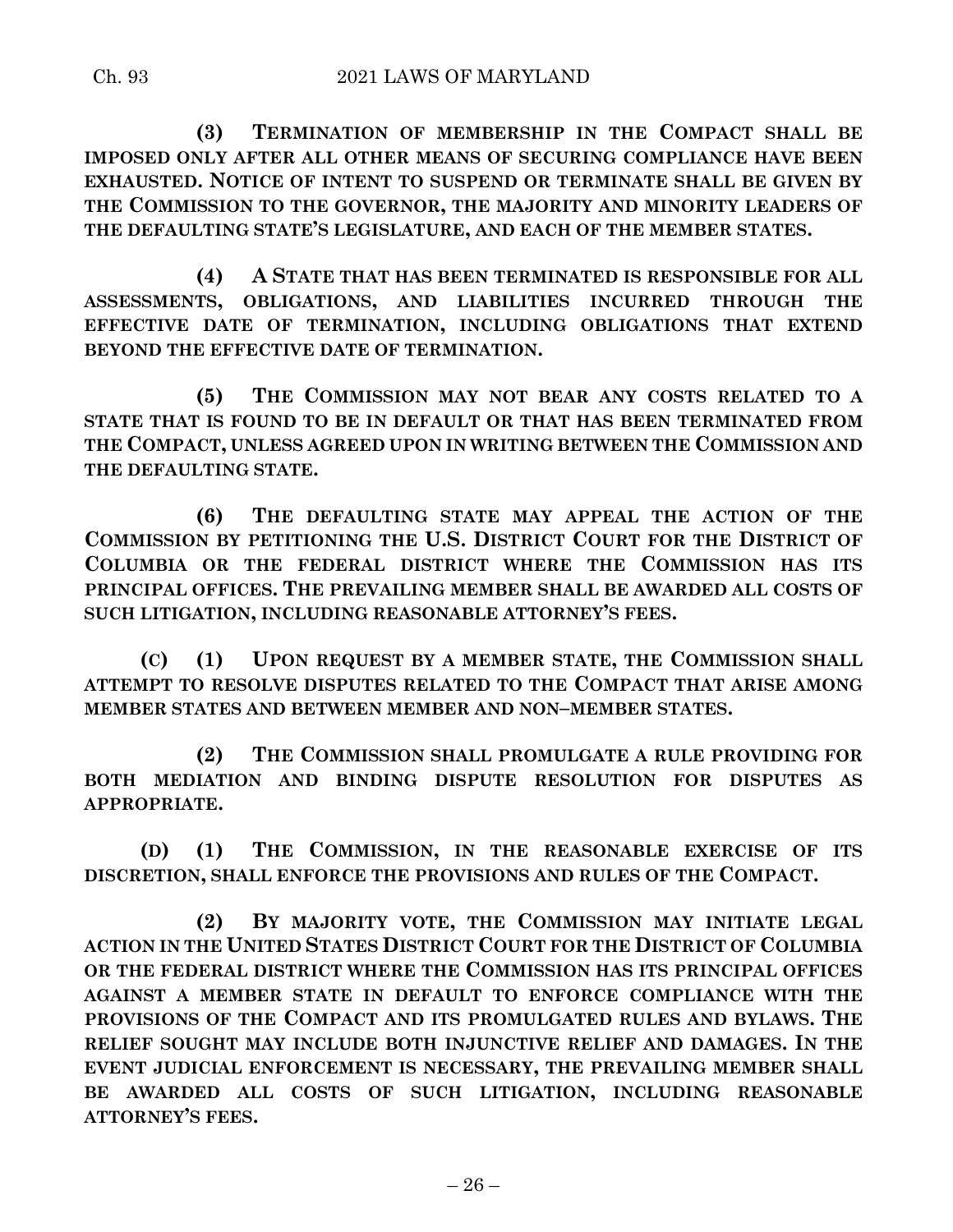**(3) TERMINATION OF MEMBERSHIP IN THE COMPACT SHALL BE IMPOSED ONLY AFTER ALL OTHER MEANS OF SECURING COMPLIANCE HAVE BEEN EXHAUSTED. NOTICE OF INTENT TO SUSPEND OR TERMINATE SHALL BE GIVEN BY THE COMMISSION TO THE GOVERNOR, THE MAJORITY AND MINORITY LEADERS OF THE DEFAULTING STATE'S LEGISLATURE, AND EACH OF THE MEMBER STATES.**

**(4) A STATE THAT HAS BEEN TERMINATED IS RESPONSIBLE FOR ALL ASSESSMENTS, OBLIGATIONS, AND LIABILITIES INCURRED THROUGH THE EFFECTIVE DATE OF TERMINATION, INCLUDING OBLIGATIONS THAT EXTEND BEYOND THE EFFECTIVE DATE OF TERMINATION.**

**(5) THE COMMISSION MAY NOT BEAR ANY COSTS RELATED TO A STATE THAT IS FOUND TO BE IN DEFAULT OR THAT HAS BEEN TERMINATED FROM THE COMPACT, UNLESS AGREED UPON IN WRITING BETWEEN THE COMMISSION AND THE DEFAULTING STATE.**

**(6) THE DEFAULTING STATE MAY APPEAL THE ACTION OF THE COMMISSION BY PETITIONING THE U.S. DISTRICT COURT FOR THE DISTRICT OF COLUMBIA OR THE FEDERAL DISTRICT WHERE THE COMMISSION HAS ITS PRINCIPAL OFFICES. THE PREVAILING MEMBER SHALL BE AWARDED ALL COSTS OF SUCH LITIGATION, INCLUDING REASONABLE ATTORNEY'S FEES.**

**(C) (1) UPON REQUEST BY A MEMBER STATE, THE COMMISSION SHALL ATTEMPT TO RESOLVE DISPUTES RELATED TO THE COMPACT THAT ARISE AMONG MEMBER STATES AND BETWEEN MEMBER AND NON–MEMBER STATES.**

**(2) THE COMMISSION SHALL PROMULGATE A RULE PROVIDING FOR BOTH MEDIATION AND BINDING DISPUTE RESOLUTION FOR DISPUTES AS APPROPRIATE.**

**(D) (1) THE COMMISSION, IN THE REASONABLE EXERCISE OF ITS DISCRETION, SHALL ENFORCE THE PROVISIONS AND RULES OF THE COMPACT.**

**(2) BY MAJORITY VOTE, THE COMMISSION MAY INITIATE LEGAL ACTION IN THE UNITED STATES DISTRICT COURT FOR THE DISTRICT OF COLUMBIA OR THE FEDERAL DISTRICT WHERE THE COMMISSION HAS ITS PRINCIPAL OFFICES AGAINST A MEMBER STATE IN DEFAULT TO ENFORCE COMPLIANCE WITH THE PROVISIONS OF THE COMPACT AND ITS PROMULGATED RULES AND BYLAWS. THE RELIEF SOUGHT MAY INCLUDE BOTH INJUNCTIVE RELIEF AND DAMAGES. IN THE EVENT JUDICIAL ENFORCEMENT IS NECESSARY, THE PREVAILING MEMBER SHALL BE AWARDED ALL COSTS OF SUCH LITIGATION, INCLUDING REASONABLE ATTORNEY'S FEES.**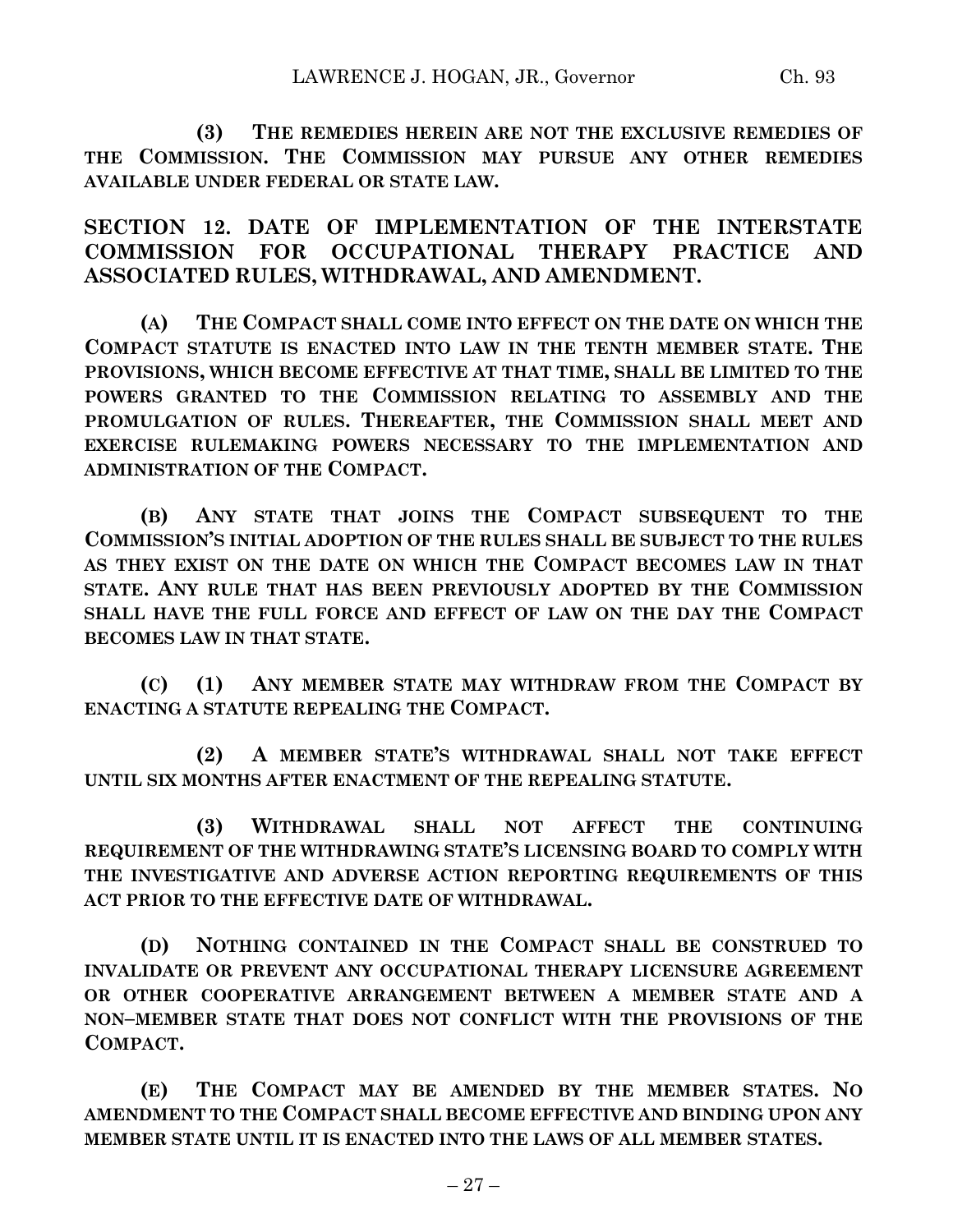**(3) THE REMEDIES HEREIN ARE NOT THE EXCLUSIVE REMEDIES OF THE COMMISSION. THE COMMISSION MAY PURSUE ANY OTHER REMEDIES AVAILABLE UNDER FEDERAL OR STATE LAW.**

## SECTION 12. DATE OF IMPLEMENTATION OF THE INTERSTATE COMMISSION FOR OCCUPATIONAL THERAPY PRACTICE AND ASSOCIATED RULES, WITHDRAWAL, AND AMENDMENT.

**(A) THE COMPACT SHALL COME INTO EFFECT ON THE DATE ON WHICH THE COMPACT STATUTE IS ENACTED INTO LAW IN THE TENTH MEMBER STATE. THE PROVISIONS, WHICH BECOME EFFECTIVE AT THAT TIME, SHALL BE LIMITED TO THE POWERS GRANTED TO THE COMMISSION RELATING TO ASSEMBLY AND THE PROMULGATION OF RULES. THEREAFTER, THE COMMISSION SHALL MEET AND EXERCISE RULEMAKING POWERS NECESSARY TO THE IMPLEMENTATION AND ADMINISTRATION OF THE COMPACT.**

**(B) ANY STATE THAT JOINS THE COMPACT SUBSEQUENT TO THE COMMISSION'S INITIAL ADOPTION OF THE RULES SHALL BE SUBJECT TO THE RULES AS THEY EXIST ON THE DATE ON WHICH THE COMPACT BECOMES LAW IN THAT STATE. ANY RULE THAT HAS BEEN PREVIOUSLY ADOPTED BY THE COMMISSION SHALL HAVE THE FULL FORCE AND EFFECT OF LAW ON THE DAY THE COMPACT BECOMES LAW IN THAT STATE.**

**(C) (1) ANY MEMBER STATE MAY WITHDRAW FROM THE COMPACT BY ENACTING A STATUTE REPEALING THE COMPACT.**

**(2) A MEMBER STATE'S WITHDRAWAL SHALL NOT TAKE EFFECT UNTIL SIX MONTHS AFTER ENACTMENT OF THE REPEALING STATUTE.**

**(3) WITHDRAWAL SHALL NOT AFFECT THE CONTINUING REQUIREMENT OF THE WITHDRAWING STATE'S LICENSING BOARD TO COMPLY WITH THE INVESTIGATIVE AND ADVERSE ACTION REPORTING REQUIREMENTS OF THIS ACT PRIOR TO THE EFFECTIVE DATE OF WITHDRAWAL.**

**(D) NOTHING CONTAINED IN THE COMPACT SHALL BE CONSTRUED TO INVALIDATE OR PREVENT ANY OCCUPATIONAL THERAPY LICENSURE AGREEMENT OR OTHER COOPERATIVE ARRANGEMENT BETWEEN A MEMBER STATE AND A NON–MEMBER STATE THAT DOES NOT CONFLICT WITH THE PROVISIONS OF THE COMPACT.**

**(E) THE COMPACT MAY BE AMENDED BY THE MEMBER STATES. NO AMENDMENT TO THE COMPACT SHALL BECOME EFFECTIVE AND BINDING UPON ANY MEMBER STATE UNTIL IT IS ENACTED INTO THE LAWS OF ALL MEMBER STATES.**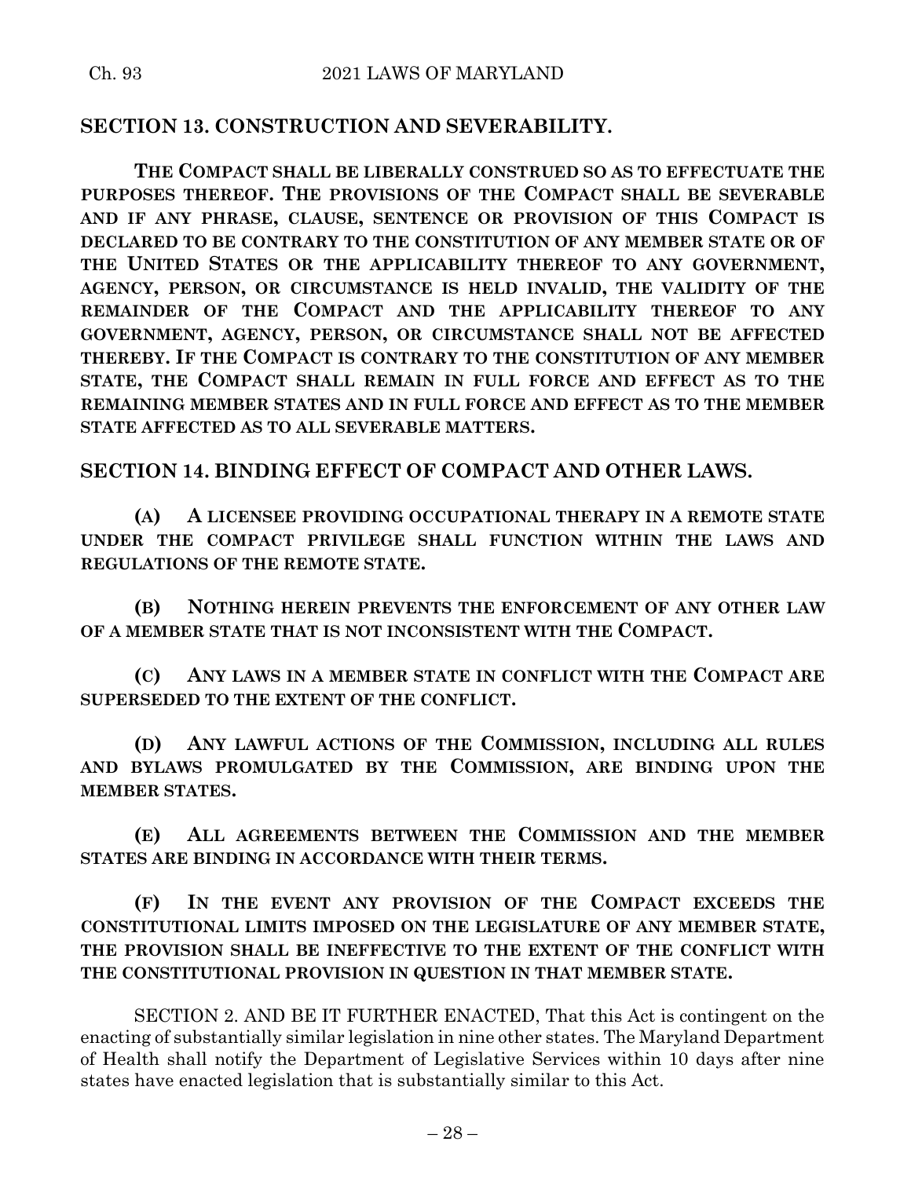## SECTION 13. CONSTRUCTION AND SEVERABILITY.

**THE COMPACT SHALL BE LIBERALLY CONSTRUED SO AS TO EFFECTUATE THE PURPOSES THEREOF. THE PROVISIONS OF THE COMPACT SHALL BE SEVERABLE AND IF ANY PHRASE, CLAUSE, SENTENCE OR PROVISION OF THIS COMPACT IS DECLARED TO BE CONTRARY TO THE CONSTITUTION OF ANY MEMBER STATE OR OF THE UNITED STATES OR THE APPLICABILITY THEREOF TO ANY GOVERNMENT, AGENCY, PERSON, OR CIRCUMSTANCE IS HELD INVALID, THE VALIDITY OF THE REMAINDER OF THE COMPACT AND THE APPLICABILITY THEREOF TO ANY GOVERNMENT, AGENCY, PERSON, OR CIRCUMSTANCE SHALL NOT BE AFFECTED THEREBY. IF THE COMPACT IS CONTRARY TO THE CONSTITUTION OF ANY MEMBER STATE, THE COMPACT SHALL REMAIN IN FULL FORCE AND EFFECT AS TO THE REMAINING MEMBER STATES AND IN FULL FORCE AND EFFECT AS TO THE MEMBER STATE AFFECTED AS TO ALL SEVERABLE MATTERS.**

## SECTION 14. BINDING EFFECT OF COMPACT AND OTHER LAWS.

**(A) A LICENSEE PROVIDING OCCUPATIONAL THERAPY IN A REMOTE STATE UNDER THE COMPACT PRIVILEGE SHALL FUNCTION WITHIN THE LAWS AND REGULATIONS OF THE REMOTE STATE.**

**(B) NOTHING HEREIN PREVENTS THE ENFORCEMENT OF ANY OTHER LAW OF A MEMBER STATE THAT IS NOT INCONSISTENT WITH THE COMPACT.**

**(C) ANY LAWS IN A MEMBER STATE IN CONFLICT WITH THE COMPACT ARE SUPERSEDED TO THE EXTENT OF THE CONFLICT.**

**(D) ANY LAWFUL ACTIONS OF THE COMMISSION, INCLUDING ALL RULES AND BYLAWS PROMULGATED BY THE COMMISSION, ARE BINDING UPON THE MEMBER STATES.**

**(E) ALL AGREEMENTS BETWEEN THE COMMISSION AND THE MEMBER STATES ARE BINDING IN ACCORDANCE WITH THEIR TERMS.**

**(F) IN THE EVENT ANY PROVISION OF THE COMPACT EXCEEDS THE CONSTITUTIONAL LIMITS IMPOSED ON THE LEGISLATURE OF ANY MEMBER STATE, THE PROVISION SHALL BE INEFFECTIVE TO THE EXTENT OF THE CONFLICT WITH THE CONSTITUTIONAL PROVISION IN QUESTION IN THAT MEMBER STATE.**

SECTION 2. AND BE IT FURTHER ENACTED, That this Act is contingent on the enacting of substantially similar legislation in nine other states. The Maryland Department of Health shall notify the Department of Legislative Services within 10 days after nine states have enacted legislation that is substantially similar to this Act.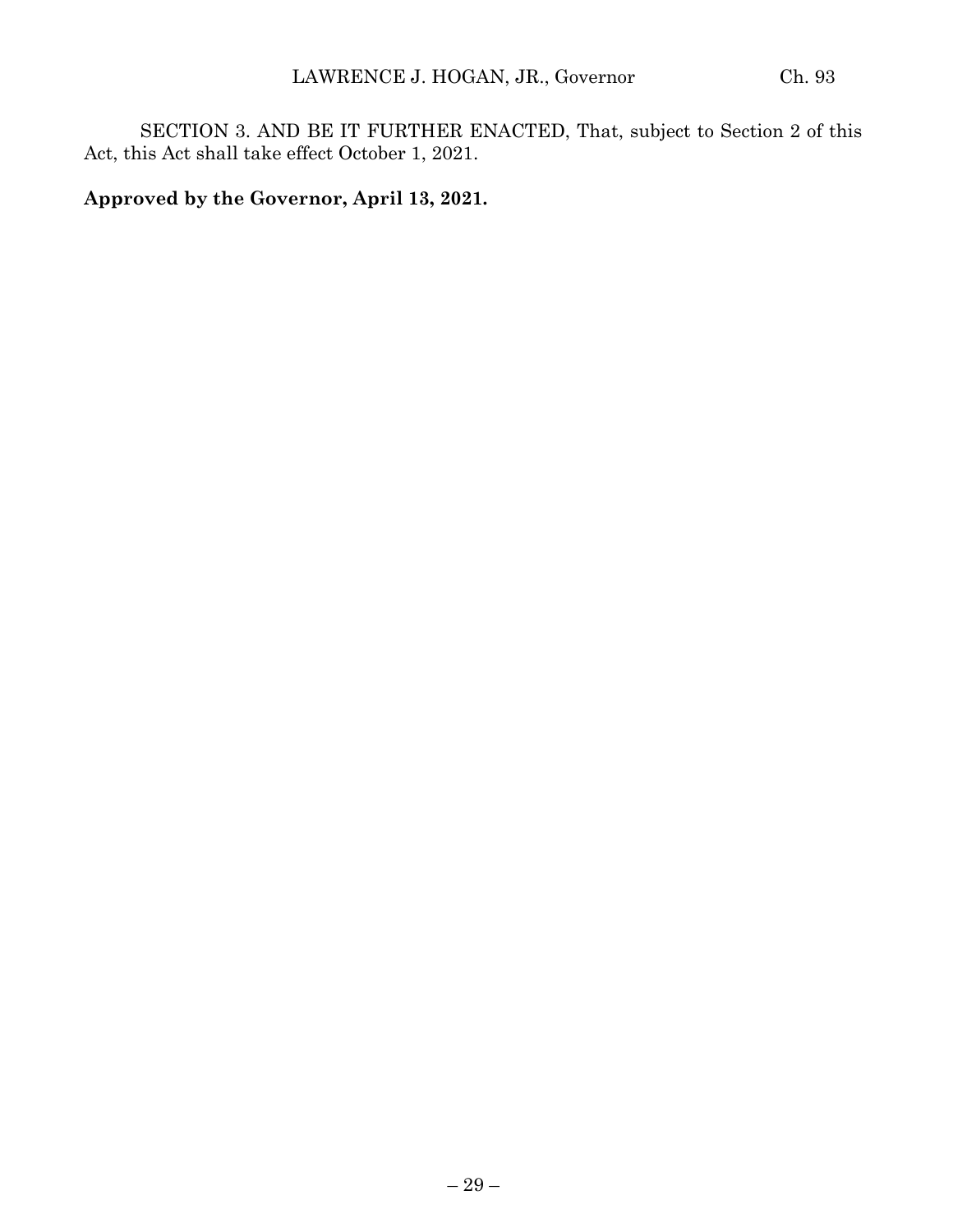SECTION 3. AND BE IT FURTHER ENACTED, That, subject to Section 2 of this Act, this Act shall take effect October 1, 2021.

**Approved by the Governor, April 13, 2021.**